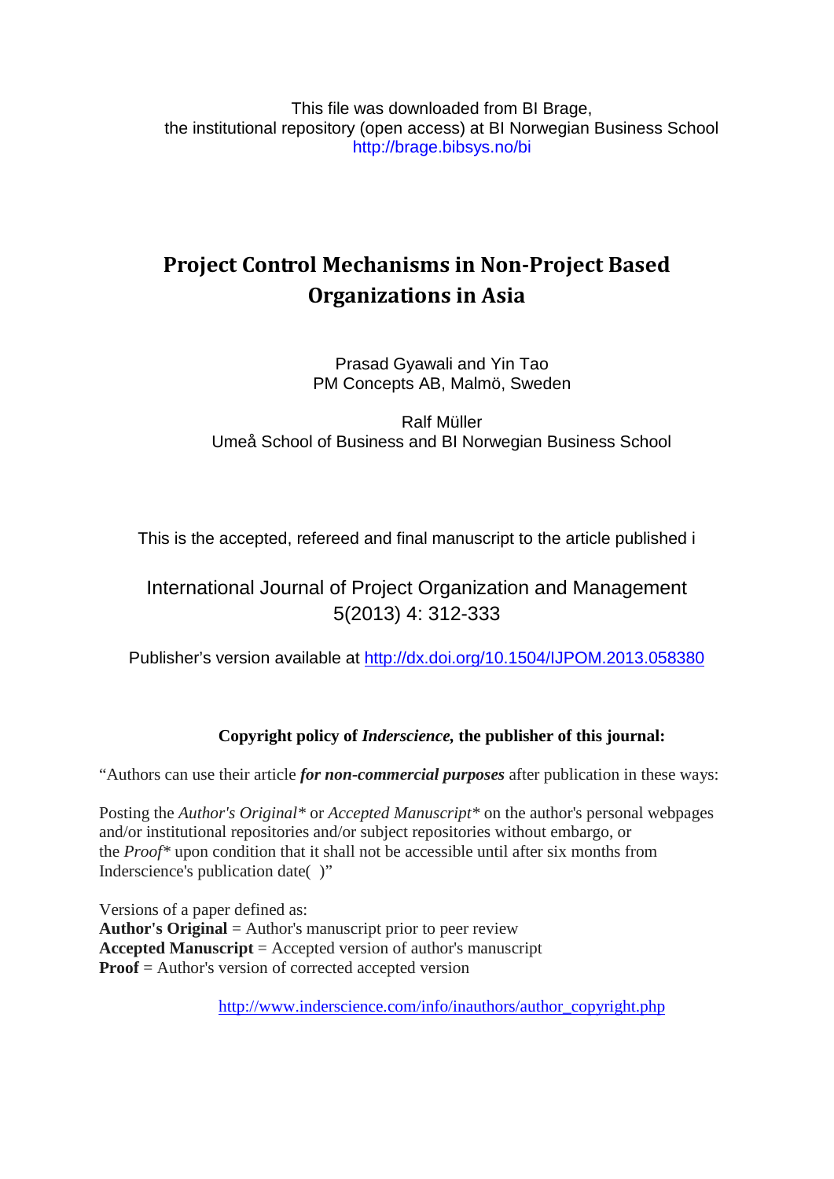This file was downloaded from BI Brage,
the institutional repository (open access) at BI Norwegian Business School
http://brage.bibsys.no/bi

# Project Control Mechanisms in Non-Project Based Organizations in Asia

Prasad Gyawali and Yin Tao
PM Concepts AB, Malmö, Sweden

Ralf Müller
Umeå School of Business and BI Norwegian Business School

This is the accepted, refereed and final manuscript to the article published i

International Journal of Project Organization and Management
5(2013) 4: 312-333

Publisher's version available at http://dx.doi.org/10.1504/IJPOM.2013.058380

**Copyright policy of *Inderscience,* the publisher of this journal:**

"Authors can use their article ***for non-commercial purposes*** after publication in these ways:

Posting the *Author's Original\** or *Accepted Manuscript\** on the author's personal webpages and/or institutional repositories and/or subject repositories without embargo, or the *Proof\** upon condition that it shall not be accessible until after six months from Inderscience's publication date( )"

Versions of a paper defined as:
**Author's Original** = Author's manuscript prior to peer review
**Accepted Manuscript** = Accepted version of author's manuscript
**Proof** = Author's version of corrected accepted version

http://www.inderscience.com/info/inauthors/author_copyright.php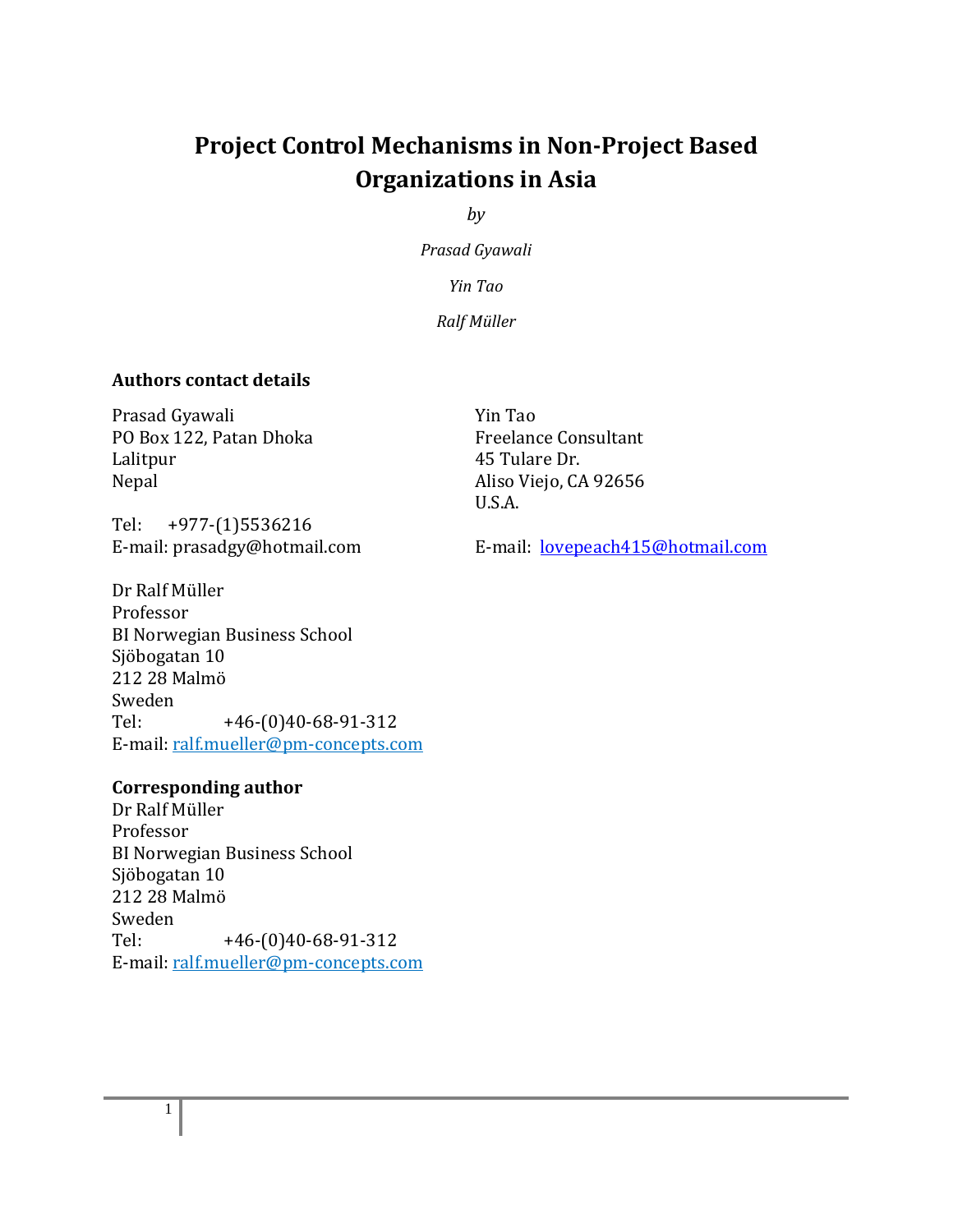# Project Control Mechanisms in Non-Project Based Organizations in Asia

*by*

*Prasad Gyawali*

*Yin Tao*

*Ralf Müller*

**Authors contact details**

Prasad Gyawali  
PO Box 122, Patan Dhoka  
Lalitpur  
Nepal

Tel: +977-(1)5536216  
E-mail: prasadgy@hotmail.com

Yin Tao  
Freelance Consultant  
45 Tulare Dr.  
Aliso Viejo, CA 92656  
U.S.A.

E-mail: lovepeach415@hotmail.com

Dr Ralf Müller  
Professor  
BI Norwegian Business School  
Sjöbogatan 10  
212 28 Malmö  
Sweden  
Tel: +46-(0)40-68-91-312  
E-mail: ralf.mueller@pm-concepts.com

**Corresponding author**  
Dr Ralf Müller  
Professor  
BI Norwegian Business School  
Sjöbogatan 10  
212 28 Malmö  
Sweden  
Tel: +46-(0)40-68-91-312  
E-mail: ralf.mueller@pm-concepts.com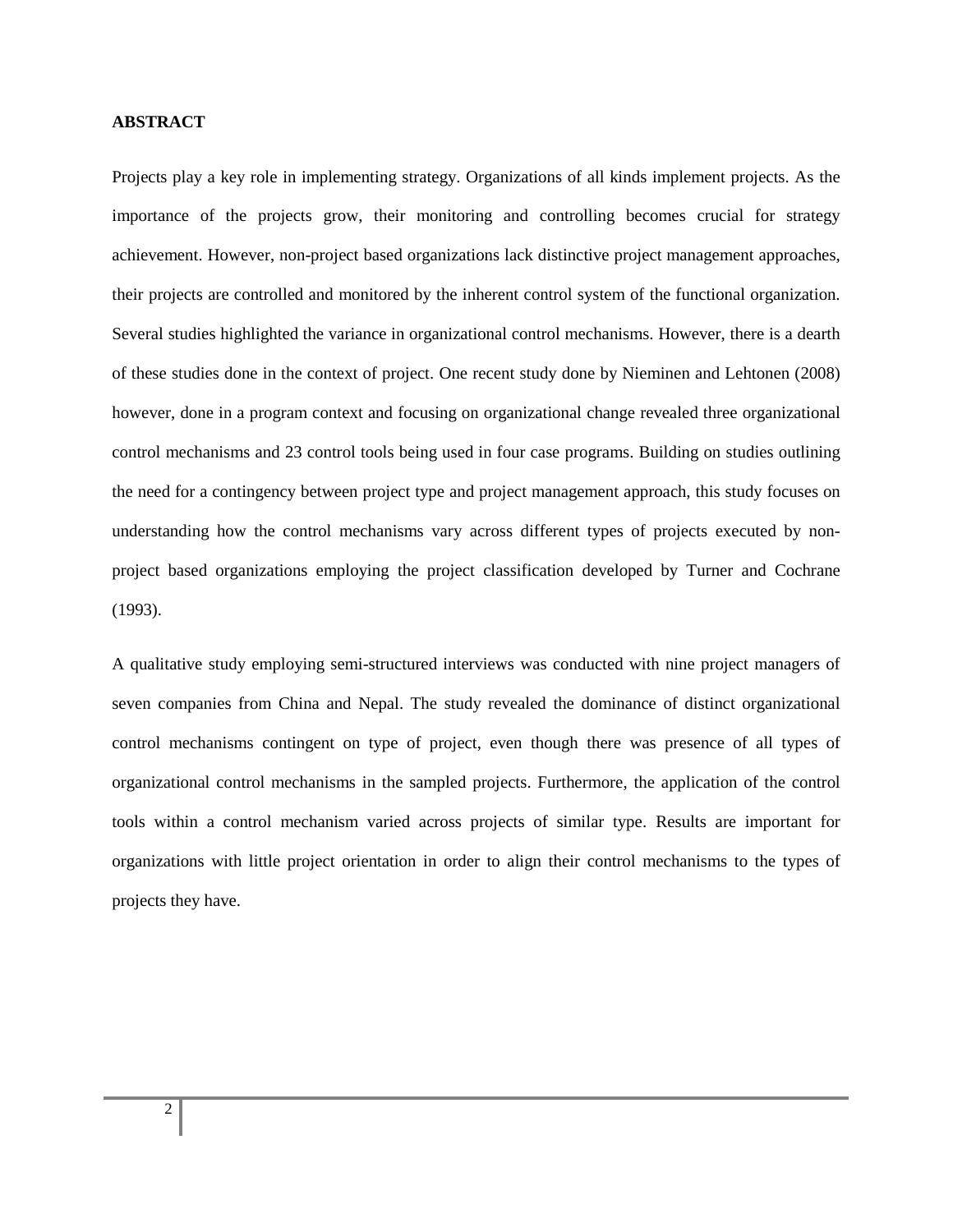**ABSTRACT**

Projects play a key role in implementing strategy. Organizations of all kinds implement projects. As the importance of the projects grow, their monitoring and controlling becomes crucial for strategy achievement. However, non-project based organizations lack distinctive project management approaches, their projects are controlled and monitored by the inherent control system of the functional organization. Several studies highlighted the variance in organizational control mechanisms. However, there is a dearth of these studies done in the context of project. One recent study done by Nieminen and Lehtonen (2008) however, done in a program context and focusing on organizational change revealed three organizational control mechanisms and 23 control tools being used in four case programs. Building on studies outlining the need for a contingency between project type and project management approach, this study focuses on understanding how the control mechanisms vary across different types of projects executed by non-project based organizations employing the project classification developed by Turner and Cochrane (1993).

A qualitative study employing semi-structured interviews was conducted with nine project managers of seven companies from China and Nepal. The study revealed the dominance of distinct organizational control mechanisms contingent on type of project, even though there was presence of all types of organizational control mechanisms in the sampled projects. Furthermore, the application of the control tools within a control mechanism varied across projects of similar type. Results are important for organizations with little project orientation in order to align their control mechanisms to the types of projects they have.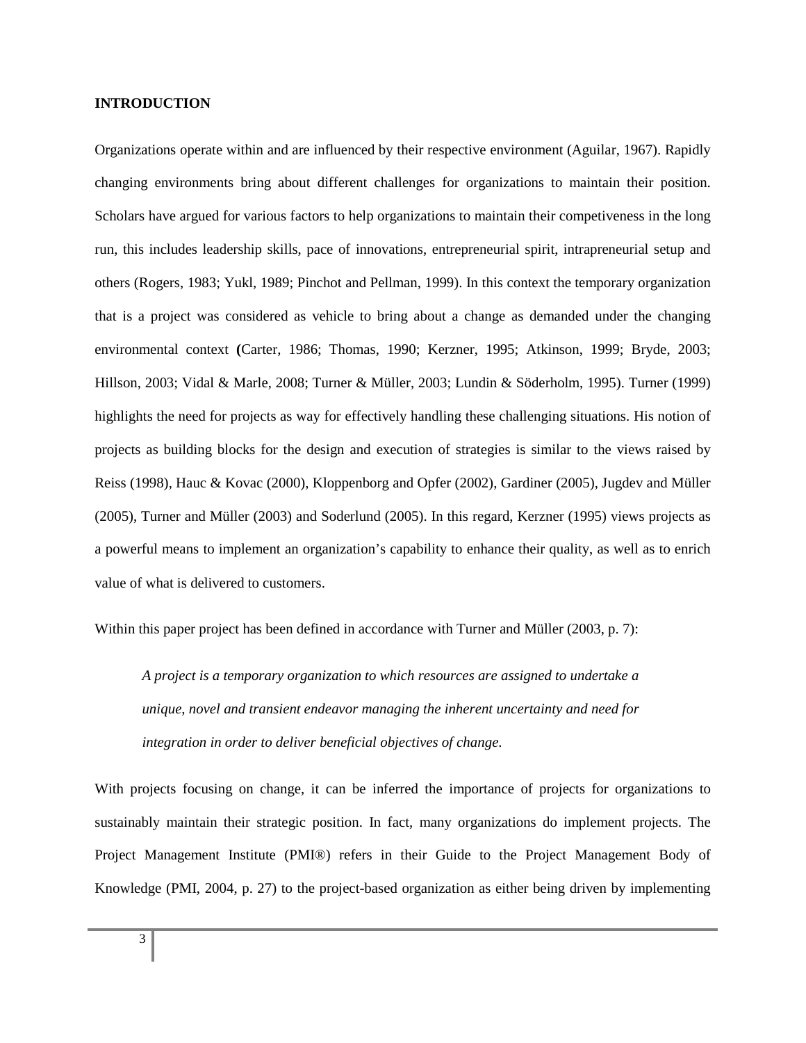**INTRODUCTION**

Organizations operate within and are influenced by their respective environment (Aguilar, 1967). Rapidly changing environments bring about different challenges for organizations to maintain their position. Scholars have argued for various factors to help organizations to maintain their competiveness in the long run, this includes leadership skills, pace of innovations, entrepreneurial spirit, intrapreneurial setup and others (Rogers, 1983; Yukl, 1989; Pinchot and Pellman, 1999). In this context the temporary organization that is a project was considered as vehicle to bring about a change as demanded under the changing environmental context **(**Carter, 1986; Thomas, 1990; Kerzner, 1995; Atkinson, 1999; Bryde, 2003; Hillson, 2003; Vidal & Marle, 2008; Turner & Müller, 2003; Lundin & Söderholm, 1995). Turner (1999) highlights the need for projects as way for effectively handling these challenging situations. His notion of projects as building blocks for the design and execution of strategies is similar to the views raised by Reiss (1998), Hauc & Kovac (2000), Kloppenborg and Opfer (2002), Gardiner (2005), Jugdev and Müller (2005), Turner and Müller (2003) and Soderlund (2005). In this regard, Kerzner (1995) views projects as a powerful means to implement an organization's capability to enhance their quality, as well as to enrich value of what is delivered to customers.

Within this paper project has been defined in accordance with Turner and Müller (2003, p. 7):

> *A project is a temporary organization to which resources are assigned to undertake a unique, novel and transient endeavor managing the inherent uncertainty and need for integration in order to deliver beneficial objectives of change.*

With projects focusing on change, it can be inferred the importance of projects for organizations to sustainably maintain their strategic position. In fact, many organizations do implement projects. The Project Management Institute (PMI®) refers in their Guide to the Project Management Body of Knowledge (PMI, 2004, p. 27) to the project-based organization as either being driven by implementing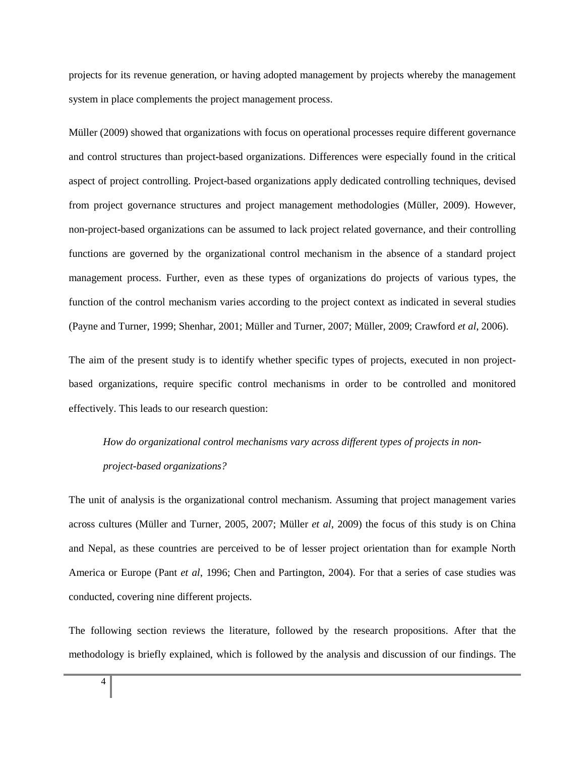projects for its revenue generation, or having adopted management by projects whereby the management system in place complements the project management process.

Müller (2009) showed that organizations with focus on operational processes require different governance and control structures than project-based organizations. Differences were especially found in the critical aspect of project controlling. Project-based organizations apply dedicated controlling techniques, devised from project governance structures and project management methodologies (Müller, 2009). However, non-project-based organizations can be assumed to lack project related governance, and their controlling functions are governed by the organizational control mechanism in the absence of a standard project management process. Further, even as these types of organizations do projects of various types, the function of the control mechanism varies according to the project context as indicated in several studies (Payne and Turner, 1999; Shenhar, 2001; Müller and Turner, 2007; Müller, 2009; Crawford *et al*, 2006).

The aim of the present study is to identify whether specific types of projects, executed in non project-based organizations, require specific control mechanisms in order to be controlled and monitored effectively. This leads to our research question:

> *How do organizational control mechanisms vary across different types of projects in non-project-based organizations?*

The unit of analysis is the organizational control mechanism. Assuming that project management varies across cultures (Müller and Turner, 2005, 2007; Müller *et al*, 2009) the focus of this study is on China and Nepal, as these countries are perceived to be of lesser project orientation than for example North America or Europe (Pant *et al*, 1996; Chen and Partington, 2004). For that a series of case studies was conducted, covering nine different projects.

The following section reviews the literature, followed by the research propositions. After that the methodology is briefly explained, which is followed by the analysis and discussion of our findings. The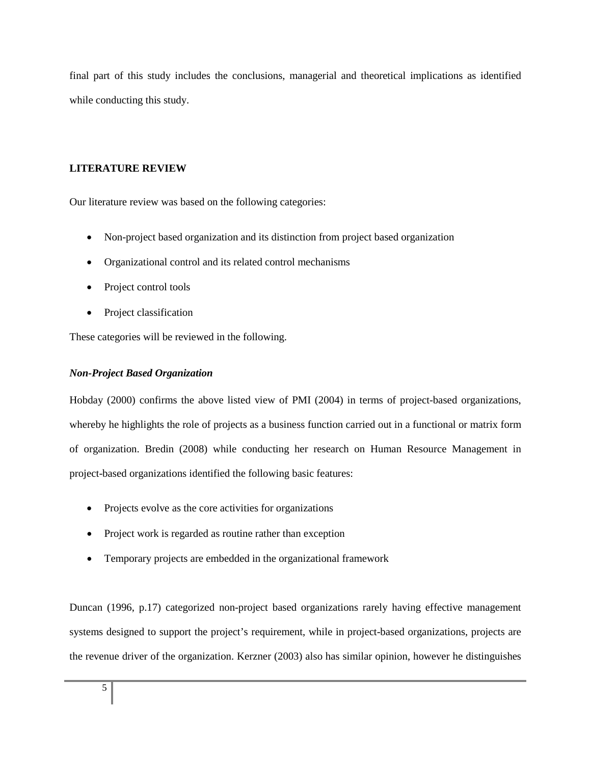final part of this study includes the conclusions, managerial and theoretical implications as identified while conducting this study.

## LITERATURE REVIEW

Our literature review was based on the following categories:

- Non-project based organization and its distinction from project based organization
- Organizational control and its related control mechanisms
- Project control tools
- Project classification

These categories will be reviewed in the following.

### *Non-Project Based Organization*

Hobday (2000) confirms the above listed view of PMI (2004) in terms of project-based organizations, whereby he highlights the role of projects as a business function carried out in a functional or matrix form of organization. Bredin (2008) while conducting her research on Human Resource Management in project-based organizations identified the following basic features:

- Projects evolve as the core activities for organizations
- Project work is regarded as routine rather than exception
- Temporary projects are embedded in the organizational framework

Duncan (1996, p.17) categorized non-project based organizations rarely having effective management systems designed to support the project's requirement, while in project-based organizations, projects are the revenue driver of the organization. Kerzner (2003) also has similar opinion, however he distinguishes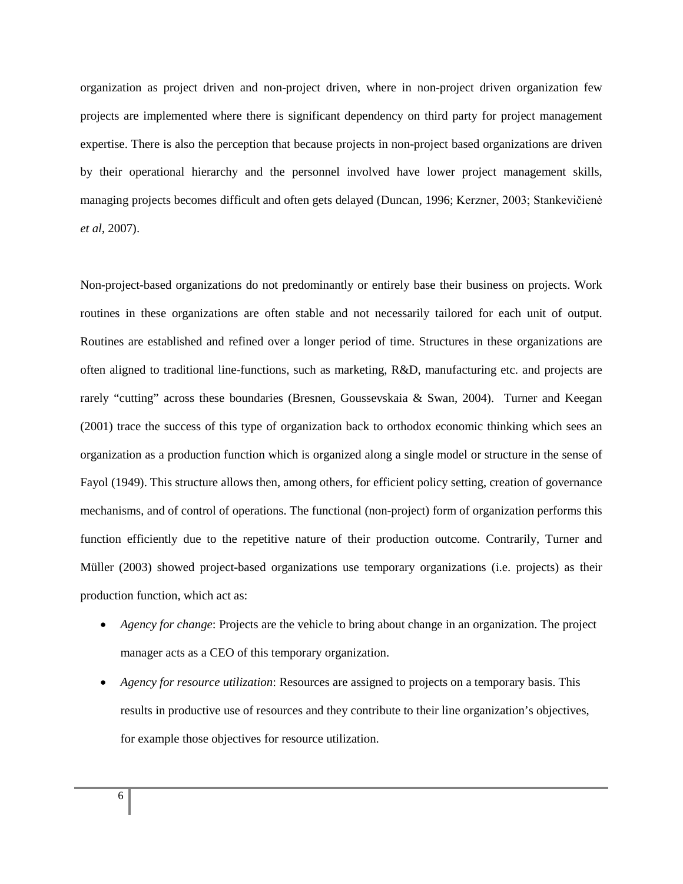organization as project driven and non-project driven, where in non-project driven organization few projects are implemented where there is significant dependency on third party for project management expertise. There is also the perception that because projects in non-project based organizations are driven by their operational hierarchy and the personnel involved have lower project management skills, managing projects becomes difficult and often gets delayed (Duncan, 1996; Kerzner, 2003; Stankevičienė *et al*, 2007).

Non-project-based organizations do not predominantly or entirely base their business on projects. Work routines in these organizations are often stable and not necessarily tailored for each unit of output. Routines are established and refined over a longer period of time. Structures in these organizations are often aligned to traditional line-functions, such as marketing, R&D, manufacturing etc. and projects are rarely "cutting" across these boundaries (Bresnen, Goussevskaia & Swan, 2004). Turner and Keegan (2001) trace the success of this type of organization back to orthodox economic thinking which sees an organization as a production function which is organized along a single model or structure in the sense of Fayol (1949). This structure allows then, among others, for efficient policy setting, creation of governance mechanisms, and of control of operations. The functional (non-project) form of organization performs this function efficiently due to the repetitive nature of their production outcome. Contrarily, Turner and Müller (2003) showed project-based organizations use temporary organizations (i.e. projects) as their production function, which act as:

- *Agency for change*: Projects are the vehicle to bring about change in an organization. The project manager acts as a CEO of this temporary organization.
- *Agency for resource utilization*: Resources are assigned to projects on a temporary basis. This results in productive use of resources and they contribute to their line organization's objectives, for example those objectives for resource utilization.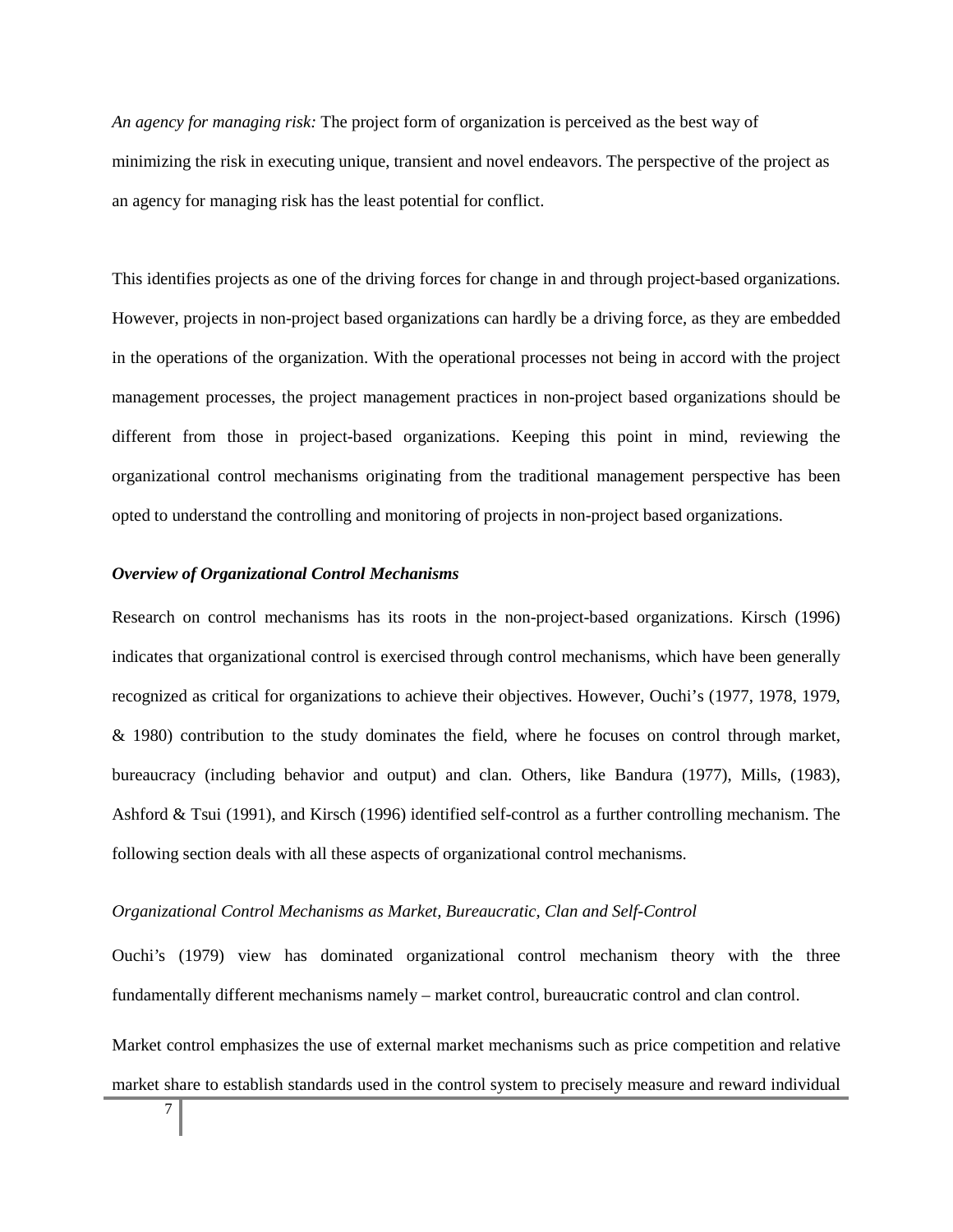*An agency for managing risk:* The project form of organization is perceived as the best way of minimizing the risk in executing unique, transient and novel endeavors. The perspective of the project as an agency for managing risk has the least potential for conflict.

This identifies projects as one of the driving forces for change in and through project-based organizations. However, projects in non-project based organizations can hardly be a driving force, as they are embedded in the operations of the organization. With the operational processes not being in accord with the project management processes, the project management practices in non-project based organizations should be different from those in project-based organizations. Keeping this point in mind, reviewing the organizational control mechanisms originating from the traditional management perspective has been opted to understand the controlling and monitoring of projects in non-project based organizations.

***Overview of Organizational Control Mechanisms***

Research on control mechanisms has its roots in the non-project-based organizations. Kirsch (1996) indicates that organizational control is exercised through control mechanisms, which have been generally recognized as critical for organizations to achieve their objectives. However, Ouchi's (1977, 1978, 1979, & 1980) contribution to the study dominates the field, where he focuses on control through market, bureaucracy (including behavior and output) and clan. Others, like Bandura (1977), Mills, (1983), Ashford & Tsui (1991), and Kirsch (1996) identified self-control as a further controlling mechanism. The following section deals with all these aspects of organizational control mechanisms.

*Organizational Control Mechanisms as Market, Bureaucratic, Clan and Self-Control*

Ouchi's (1979) view has dominated organizational control mechanism theory with the three fundamentally different mechanisms namely – market control, bureaucratic control and clan control.

Market control emphasizes the use of external market mechanisms such as price competition and relative market share to establish standards used in the control system to precisely measure and reward individual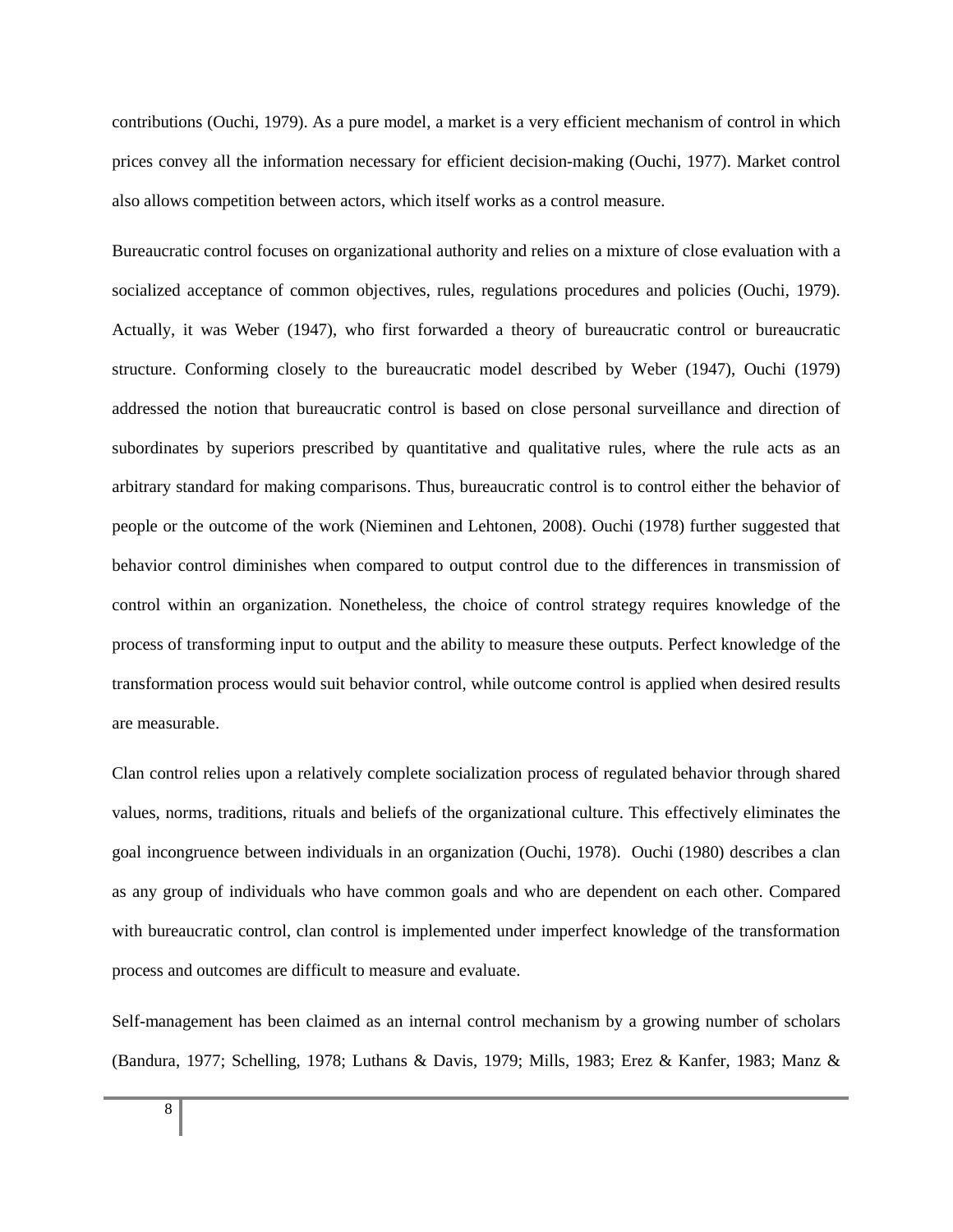contributions (Ouchi, 1979). As a pure model, a market is a very efficient mechanism of control in which prices convey all the information necessary for efficient decision-making (Ouchi, 1977). Market control also allows competition between actors, which itself works as a control measure.

Bureaucratic control focuses on organizational authority and relies on a mixture of close evaluation with a socialized acceptance of common objectives, rules, regulations procedures and policies (Ouchi, 1979). Actually, it was Weber (1947), who first forwarded a theory of bureaucratic control or bureaucratic structure. Conforming closely to the bureaucratic model described by Weber (1947), Ouchi (1979) addressed the notion that bureaucratic control is based on close personal surveillance and direction of subordinates by superiors prescribed by quantitative and qualitative rules, where the rule acts as an arbitrary standard for making comparisons. Thus, bureaucratic control is to control either the behavior of people or the outcome of the work (Nieminen and Lehtonen, 2008). Ouchi (1978) further suggested that behavior control diminishes when compared to output control due to the differences in transmission of control within an organization. Nonetheless, the choice of control strategy requires knowledge of the process of transforming input to output and the ability to measure these outputs. Perfect knowledge of the transformation process would suit behavior control, while outcome control is applied when desired results are measurable.

Clan control relies upon a relatively complete socialization process of regulated behavior through shared values, norms, traditions, rituals and beliefs of the organizational culture. This effectively eliminates the goal incongruence between individuals in an organization (Ouchi, 1978). Ouchi (1980) describes a clan as any group of individuals who have common goals and who are dependent on each other. Compared with bureaucratic control, clan control is implemented under imperfect knowledge of the transformation process and outcomes are difficult to measure and evaluate.

Self-management has been claimed as an internal control mechanism by a growing number of scholars (Bandura, 1977; Schelling, 1978; Luthans & Davis, 1979; Mills, 1983; Erez & Kanfer, 1983; Manz &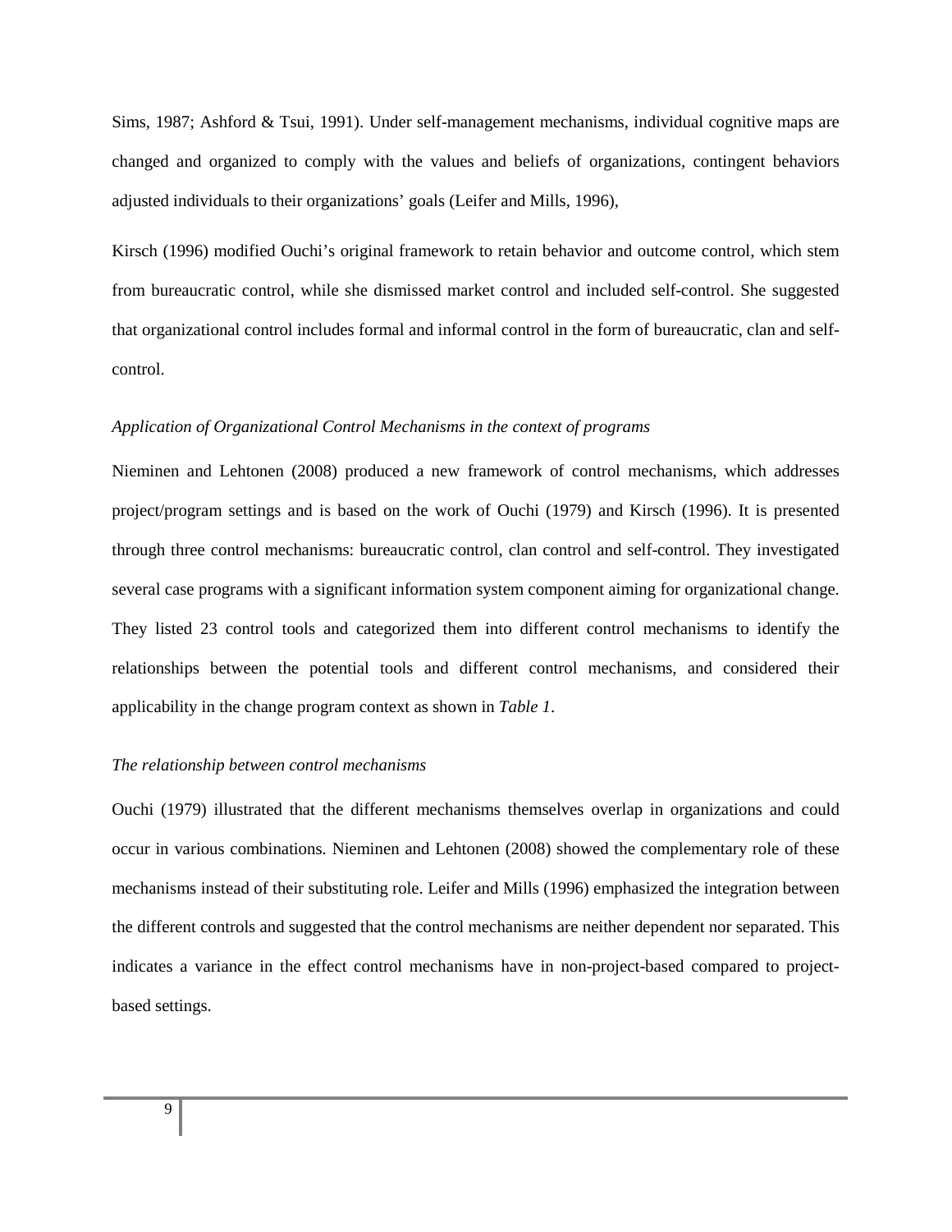Sims, 1987; Ashford & Tsui, 1991). Under self-management mechanisms, individual cognitive maps are changed and organized to comply with the values and beliefs of organizations, contingent behaviors adjusted individuals to their organizations' goals (Leifer and Mills, 1996),

Kirsch (1996) modified Ouchi's original framework to retain behavior and outcome control, which stem from bureaucratic control, while she dismissed market control and included self-control. She suggested that organizational control includes formal and informal control in the form of bureaucratic, clan and self-control.

*Application of Organizational Control Mechanisms in the context of programs*

Nieminen and Lehtonen (2008) produced a new framework of control mechanisms, which addresses project/program settings and is based on the work of Ouchi (1979) and Kirsch (1996). It is presented through three control mechanisms: bureaucratic control, clan control and self-control. They investigated several case programs with a significant information system component aiming for organizational change. They listed 23 control tools and categorized them into different control mechanisms to identify the relationships between the potential tools and different control mechanisms, and considered their applicability in the change program context as shown in *Table 1*.

*The relationship between control mechanisms*

Ouchi (1979) illustrated that the different mechanisms themselves overlap in organizations and could occur in various combinations. Nieminen and Lehtonen (2008) showed the complementary role of these mechanisms instead of their substituting role. Leifer and Mills (1996) emphasized the integration between the different controls and suggested that the control mechanisms are neither dependent nor separated. This indicates a variance in the effect control mechanisms have in non-project-based compared to project-based settings.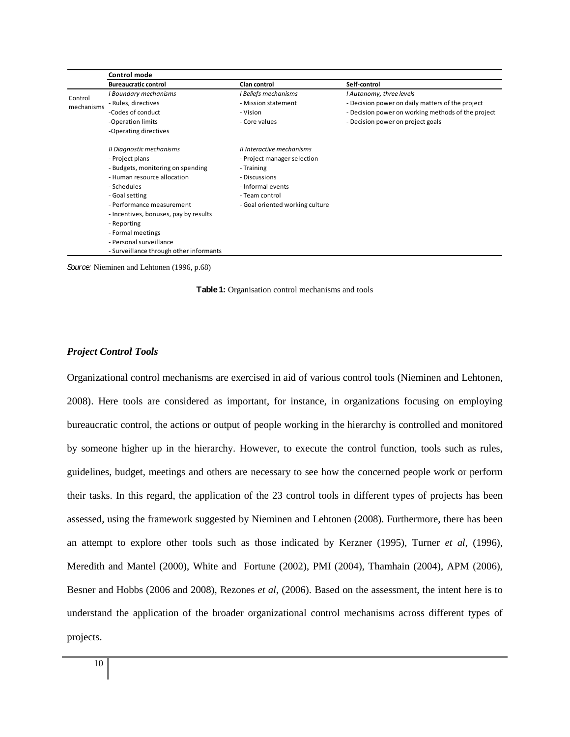| | Control mode | | |
|---|---|---|---|
| | **Bureaucratic control** | **Clan control** | **Self-control** |
| Control mechanisms | *I Boundary mechanisms* | *I Beliefs mechanisms* | *I Autonomy, three levels* |
| | - Rules, directives | - Mission statement | - Decision power on daily matters of the project |
| | -Codes of conduct | - Vision | - Decision power on working methods of the project |
| | -Operation limits | - Core values | - Decision power on project goals |
| | -Operating directives | | |
| | *II Diagnostic mechanisms* | *II Interactive mechanisms* | |
| | - Project plans | - Project manager selection | |
| | - Budgets, monitoring on spending | - Training | |
| | - Human resource allocation | - Discussions | |
| | - Schedules | - Informal events | |
| | - Goal setting | - Team control | |
| | - Performance measurement | - Goal oriented working culture | |
| | - Incentives, bonuses, pay by results | | |
| | - Reporting | | |
| | - Formal meetings | | |
| | - Personal surveillance | | |
| | - Surveillance through other informants | | |

*Source:* Nieminen and Lehtonen (1996, p.68)

**Table 1:** Organisation control mechanisms and tools

### *Project Control Tools*

Organizational control mechanisms are exercised in aid of various control tools (Nieminen and Lehtonen, 2008). Here tools are considered as important, for instance, in organizations focusing on employing bureaucratic control, the actions or output of people working in the hierarchy is controlled and monitored by someone higher up in the hierarchy. However, to execute the control function, tools such as rules, guidelines, budget, meetings and others are necessary to see how the concerned people work or perform their tasks. In this regard, the application of the 23 control tools in different types of projects has been assessed, using the framework suggested by Nieminen and Lehtonen (2008). Furthermore, there has been an attempt to explore other tools such as those indicated by Kerzner (1995), Turner *et al*, (1996), Meredith and Mantel (2000), White and Fortune (2002), PMI (2004), Thamhain (2004), APM (2006), Besner and Hobbs (2006 and 2008), Rezones *et al*, (2006). Based on the assessment, the intent here is to understand the application of the broader organizational control mechanisms across different types of projects.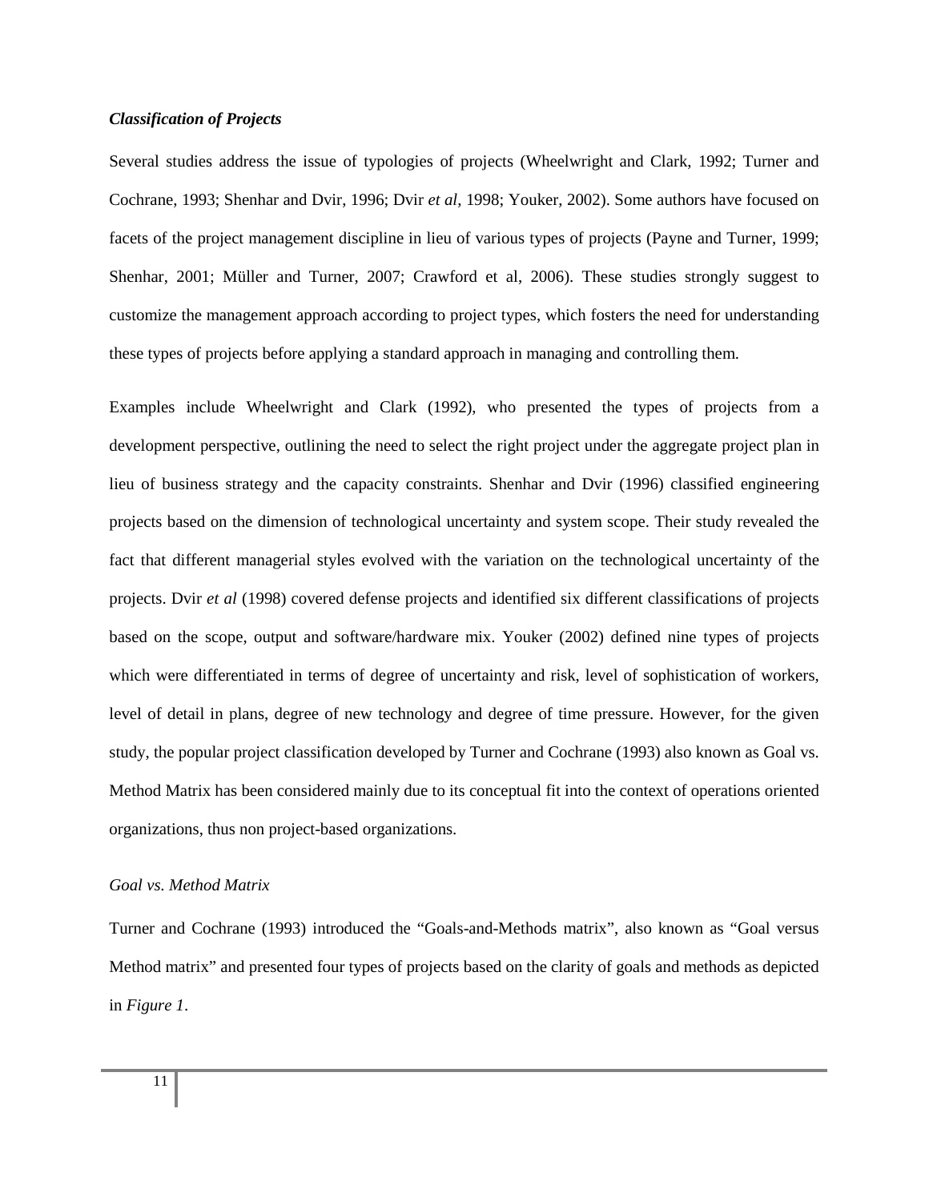### ***Classification of Projects***

Several studies address the issue of typologies of projects (Wheelwright and Clark, 1992; Turner and Cochrane, 1993; Shenhar and Dvir, 1996; Dvir *et al*, 1998; Youker, 2002). Some authors have focused on facets of the project management discipline in lieu of various types of projects (Payne and Turner, 1999; Shenhar, 2001; Müller and Turner, 2007; Crawford et al, 2006). These studies strongly suggest to customize the management approach according to project types, which fosters the need for understanding these types of projects before applying a standard approach in managing and controlling them.

Examples include Wheelwright and Clark (1992), who presented the types of projects from a development perspective, outlining the need to select the right project under the aggregate project plan in lieu of business strategy and the capacity constraints. Shenhar and Dvir (1996) classified engineering projects based on the dimension of technological uncertainty and system scope. Their study revealed the fact that different managerial styles evolved with the variation on the technological uncertainty of the projects. Dvir *et al* (1998) covered defense projects and identified six different classifications of projects based on the scope, output and software/hardware mix. Youker (2002) defined nine types of projects which were differentiated in terms of degree of uncertainty and risk, level of sophistication of workers, level of detail in plans, degree of new technology and degree of time pressure. However, for the given study, the popular project classification developed by Turner and Cochrane (1993) also known as Goal vs. Method Matrix has been considered mainly due to its conceptual fit into the context of operations oriented organizations, thus non project-based organizations.

#### *Goal vs. Method Matrix*

Turner and Cochrane (1993) introduced the "Goals-and-Methods matrix", also known as "Goal versus Method matrix" and presented four types of projects based on the clarity of goals and methods as depicted in *Figure 1*.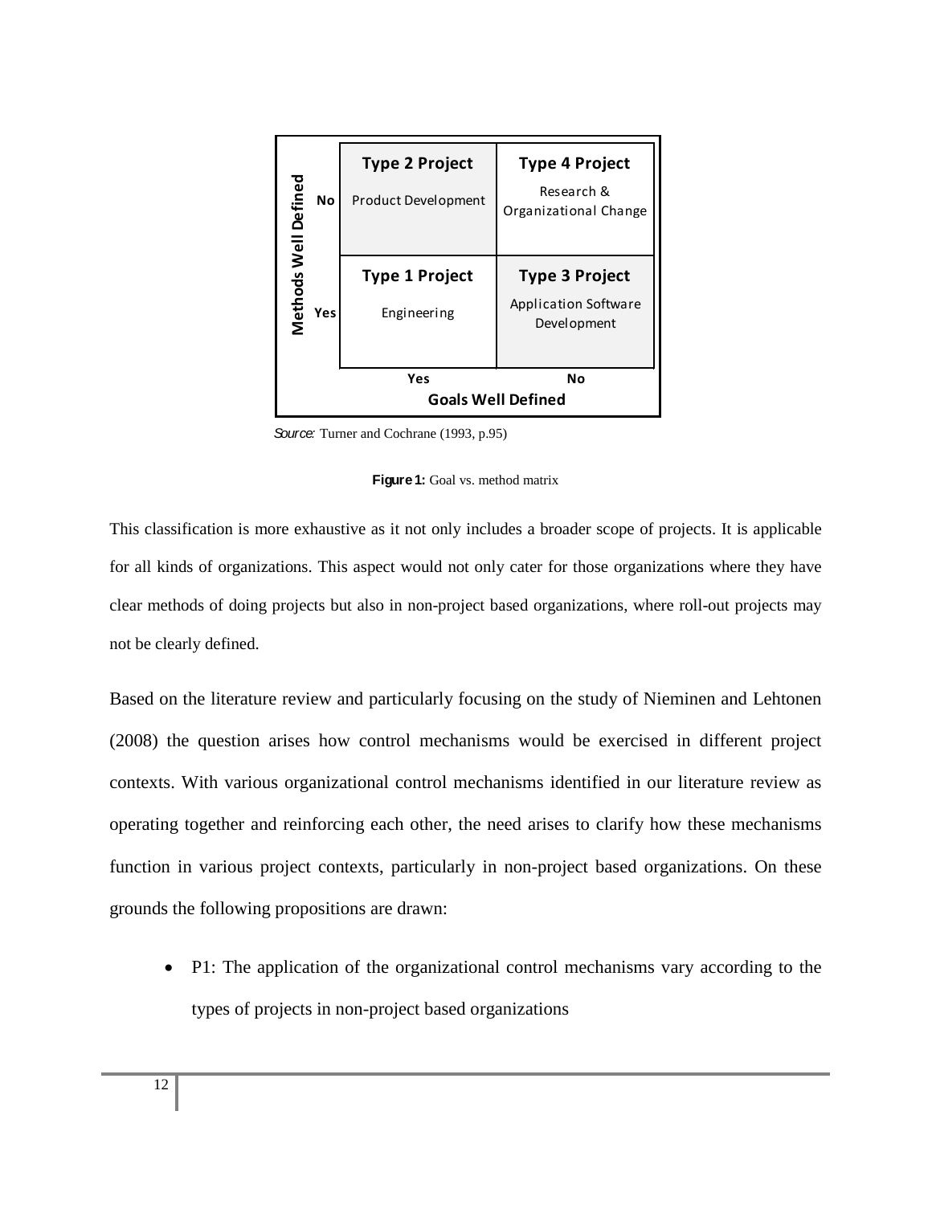| Methods Well Defined | | Goals Well Defined: Yes | Goals Well Defined: No |
|---|---|---|---|
| | No | **Type 2 Project** Product Development | **Type 4 Project** Research & Organizational Change |
| | Yes | **Type 1 Project** Engineering | **Type 3 Project** Application Software Development |

*Source:* Turner and Cochrane (1993, p.95)

**Figure 1:** Goal vs. method matrix

This classification is more exhaustive as it not only includes a broader scope of projects. It is applicable for all kinds of organizations. This aspect would not only cater for those organizations where they have clear methods of doing projects but also in non-project based organizations, where roll-out projects may not be clearly defined.

Based on the literature review and particularly focusing on the study of Nieminen and Lehtonen (2008) the question arises how control mechanisms would be exercised in different project contexts. With various organizational control mechanisms identified in our literature review as operating together and reinforcing each other, the need arises to clarify how these mechanisms function in various project contexts, particularly in non-project based organizations. On these grounds the following propositions are drawn:

- P1: The application of the organizational control mechanisms vary according to the types of projects in non-project based organizations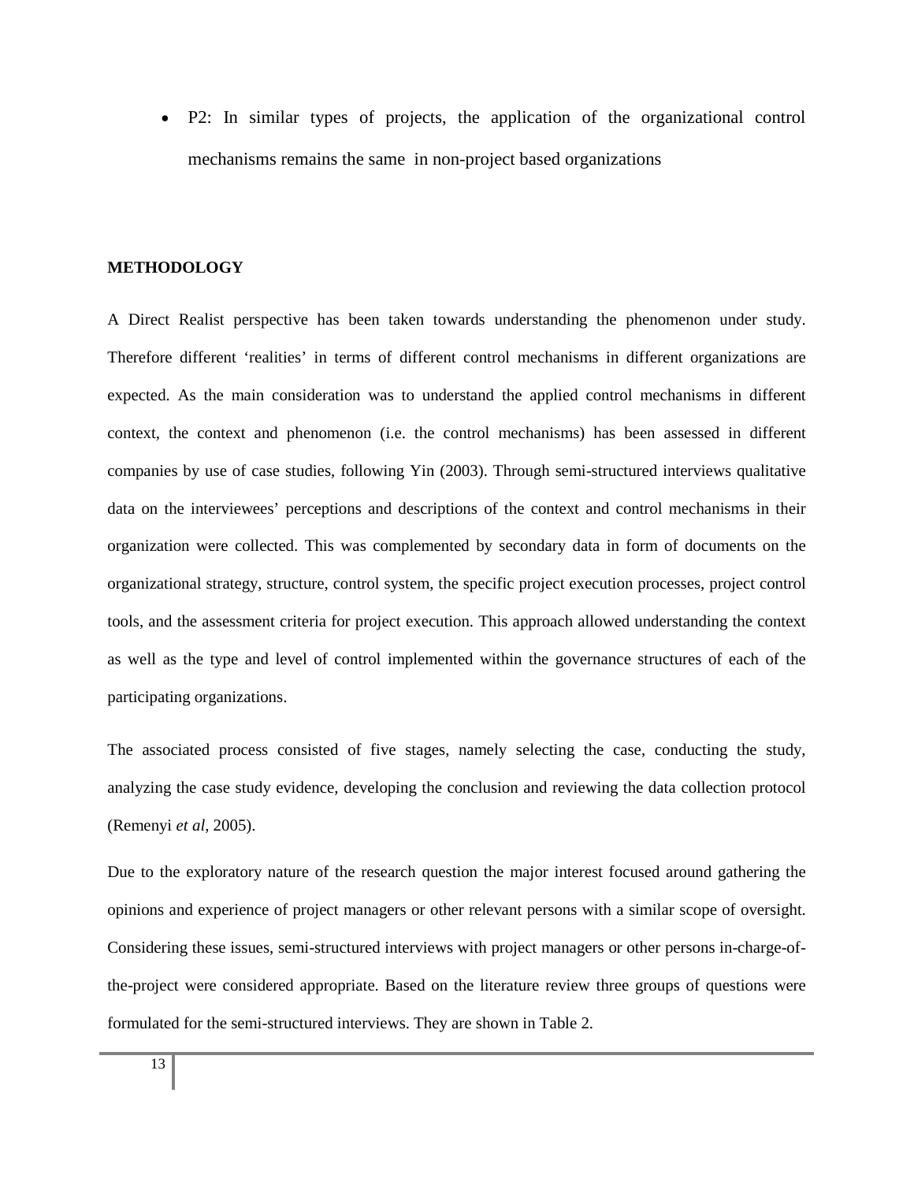- P2: In similar types of projects, the application of the organizational control mechanisms remains the same in non-project based organizations

## METHODOLOGY

A Direct Realist perspective has been taken towards understanding the phenomenon under study. Therefore different 'realities' in terms of different control mechanisms in different organizations are expected. As the main consideration was to understand the applied control mechanisms in different context, the context and phenomenon (i.e. the control mechanisms) has been assessed in different companies by use of case studies, following Yin (2003). Through semi-structured interviews qualitative data on the interviewees' perceptions and descriptions of the context and control mechanisms in their organization were collected. This was complemented by secondary data in form of documents on the organizational strategy, structure, control system, the specific project execution processes, project control tools, and the assessment criteria for project execution. This approach allowed understanding the context as well as the type and level of control implemented within the governance structures of each of the participating organizations.

The associated process consisted of five stages, namely selecting the case, conducting the study, analyzing the case study evidence, developing the conclusion and reviewing the data collection protocol (Remenyi *et al*, 2005).

Due to the exploratory nature of the research question the major interest focused around gathering the opinions and experience of project managers or other relevant persons with a similar scope of oversight. Considering these issues, semi-structured interviews with project managers or other persons in-charge-of-the-project were considered appropriate. Based on the literature review three groups of questions were formulated for the semi-structured interviews. They are shown in Table 2.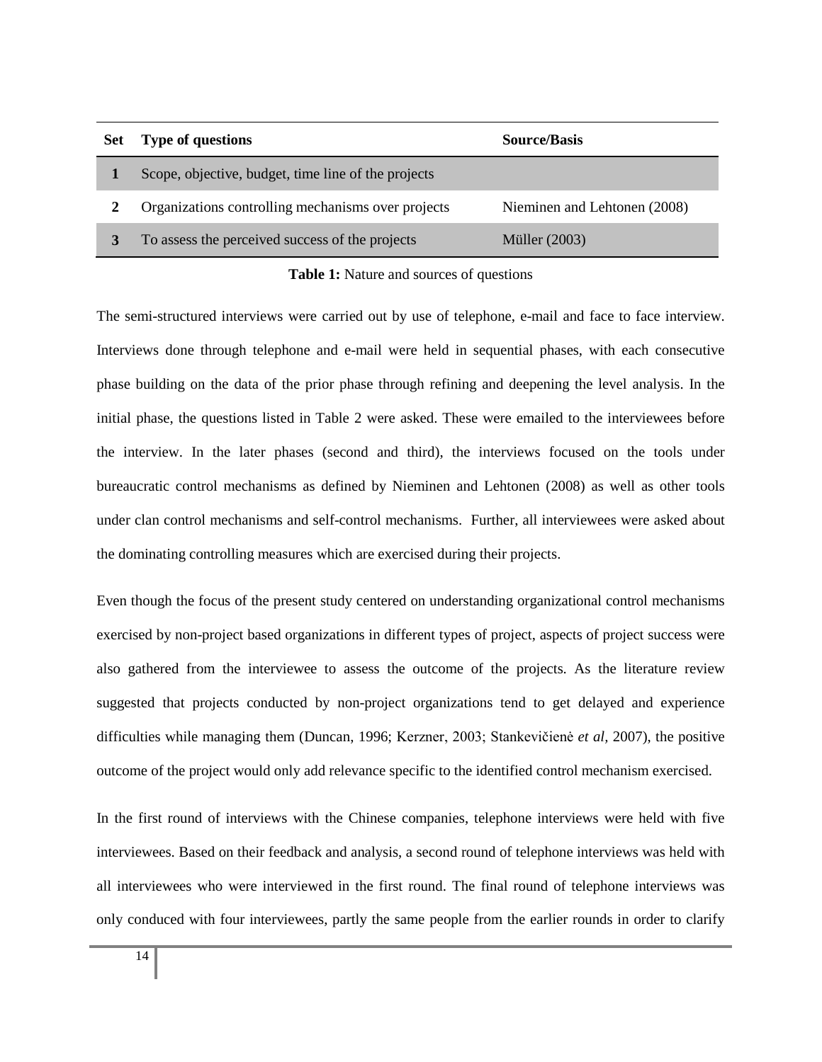| Set | Type of questions | Source/Basis |
|---|---|---|
| 1 | Scope, objective, budget, time line of the projects | |
| 2 | Organizations controlling mechanisms over projects | Nieminen and Lehtonen (2008) |
| 3 | To assess the perceived success of the projects | Müller (2003) |

**Table 1:** Nature and sources of questions

The semi-structured interviews were carried out by use of telephone, e-mail and face to face interview. Interviews done through telephone and e-mail were held in sequential phases, with each consecutive phase building on the data of the prior phase through refining and deepening the level analysis. In the initial phase, the questions listed in Table 2 were asked. These were emailed to the interviewees before the interview. In the later phases (second and third), the interviews focused on the tools under bureaucratic control mechanisms as defined by Nieminen and Lehtonen (2008) as well as other tools under clan control mechanisms and self-control mechanisms. Further, all interviewees were asked about the dominating controlling measures which are exercised during their projects.

Even though the focus of the present study centered on understanding organizational control mechanisms exercised by non-project based organizations in different types of project, aspects of project success were also gathered from the interviewee to assess the outcome of the projects. As the literature review suggested that projects conducted by non-project organizations tend to get delayed and experience difficulties while managing them (Duncan, 1996; Kerzner, 2003; Stankevičienė *et al,* 2007), the positive outcome of the project would only add relevance specific to the identified control mechanism exercised.

In the first round of interviews with the Chinese companies, telephone interviews were held with five interviewees. Based on their feedback and analysis, a second round of telephone interviews was held with all interviewees who were interviewed in the first round. The final round of telephone interviews was only conduced with four interviewees, partly the same people from the earlier rounds in order to clarify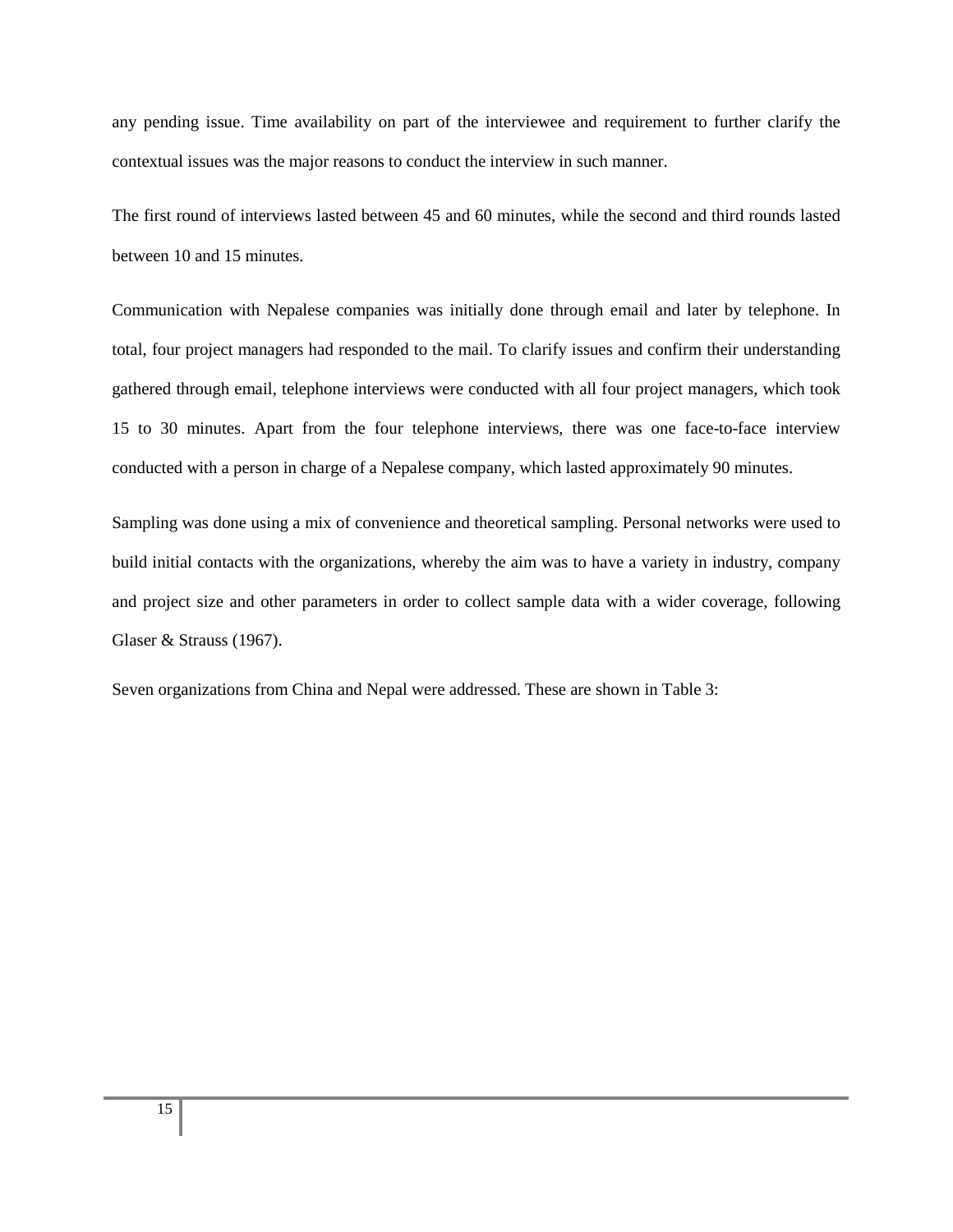any pending issue. Time availability on part of the interviewee and requirement to further clarify the contextual issues was the major reasons to conduct the interview in such manner.

The first round of interviews lasted between 45 and 60 minutes, while the second and third rounds lasted between 10 and 15 minutes.

Communication with Nepalese companies was initially done through email and later by telephone. In total, four project managers had responded to the mail. To clarify issues and confirm their understanding gathered through email, telephone interviews were conducted with all four project managers, which took 15 to 30 minutes. Apart from the four telephone interviews, there was one face-to-face interview conducted with a person in charge of a Nepalese company, which lasted approximately 90 minutes.

Sampling was done using a mix of convenience and theoretical sampling. Personal networks were used to build initial contacts with the organizations, whereby the aim was to have a variety in industry, company and project size and other parameters in order to collect sample data with a wider coverage, following Glaser & Strauss (1967).

Seven organizations from China and Nepal were addressed. These are shown in Table 3: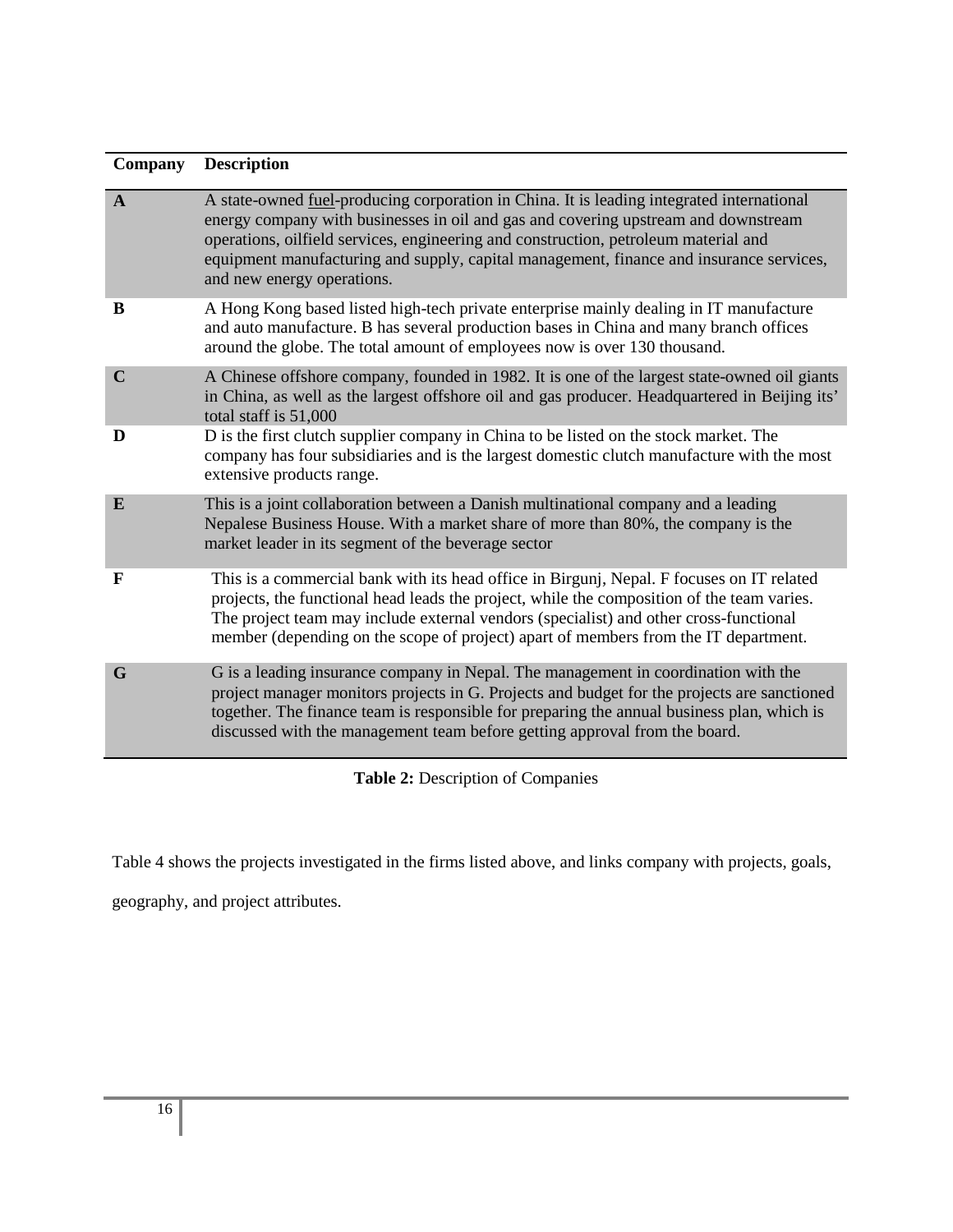| Company | Description |
|---|---|
| **A** | A state-owned fuel-producing corporation in China. It is leading integrated international energy company with businesses in oil and gas and covering upstream and downstream operations, oilfield services, engineering and construction, petroleum material and equipment manufacturing and supply, capital management, finance and insurance services, and new energy operations. |
| **B** | A Hong Kong based listed high-tech private enterprise mainly dealing in IT manufacture and auto manufacture. B has several production bases in China and many branch offices around the globe. The total amount of employees now is over 130 thousand. |
| **C** | A Chinese offshore company, founded in 1982. It is one of the largest state-owned oil giants in China, as well as the largest offshore oil and gas producer. Headquartered in Beijing its' total staff is 51,000 |
| **D** | D is the first clutch supplier company in China to be listed on the stock market. The company has four subsidiaries and is the largest domestic clutch manufacture with the most extensive products range. |
| **E** | This is a joint collaboration between a Danish multinational company and a leading Nepalese Business House. With a market share of more than 80%, the company is the market leader in its segment of the beverage sector |
| **F** | This is a commercial bank with its head office in Birgunj, Nepal. F focuses on IT related projects, the functional head leads the project, while the composition of the team varies. The project team may include external vendors (specialist) and other cross-functional member (depending on the scope of project) apart of members from the IT department. |
| **G** | G is a leading insurance company in Nepal. The management in coordination with the project manager monitors projects in G. Projects and budget for the projects are sanctioned together. The finance team is responsible for preparing the annual business plan, which is discussed with the management team before getting approval from the board. |

**Table 2:** Description of Companies

Table 4 shows the projects investigated in the firms listed above, and links company with projects, goals, geography, and project attributes.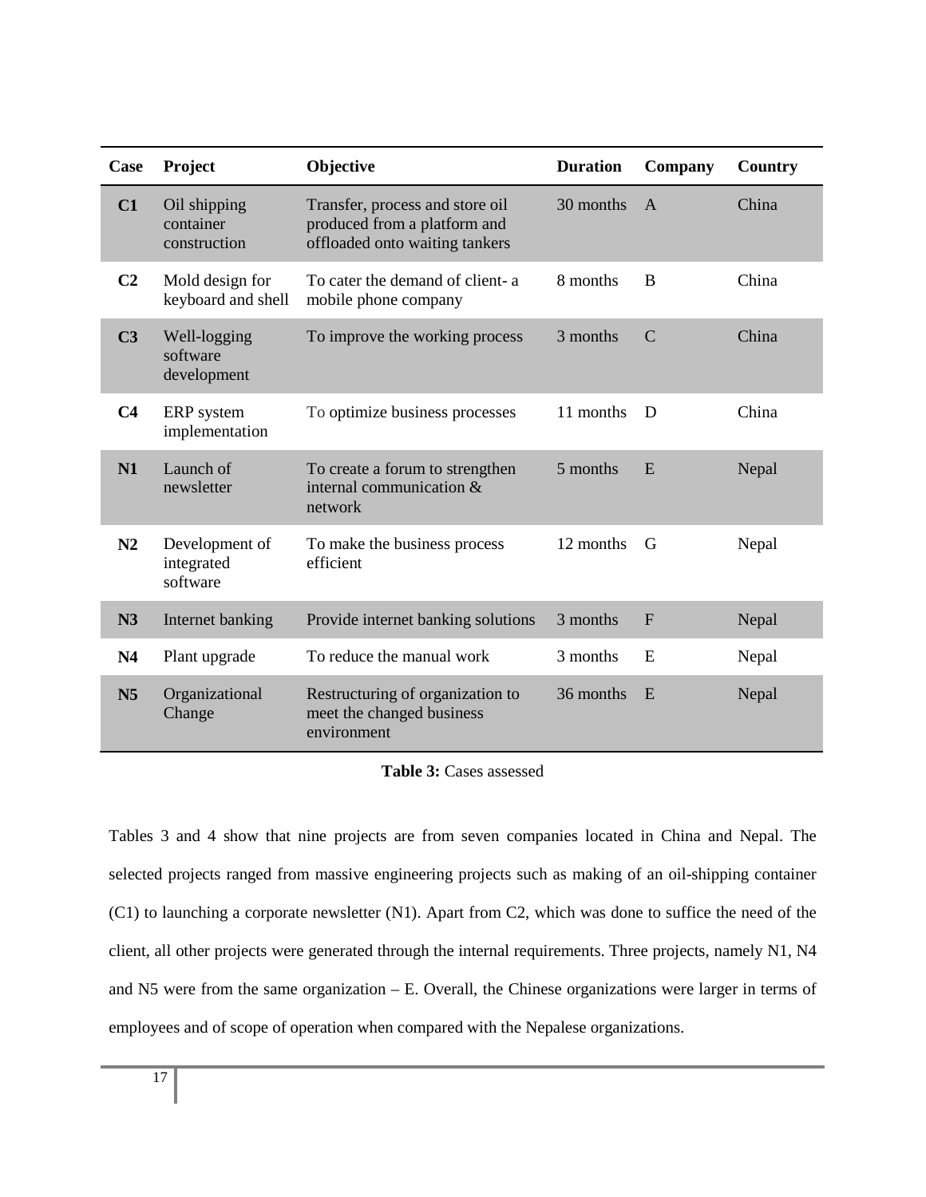| Case | Project | Objective | Duration | Company | Country |
|---|---|---|---|---|---|
| **C1** | Oil shipping container construction | Transfer, process and store oil produced from a platform and offloaded onto waiting tankers | 30 months | A | China |
| **C2** | Mold design for keyboard and shell | To cater the demand of client- a mobile phone company | 8 months | B | China |
| **C3** | Well-logging software development | To improve the working process | 3 months | C | China |
| **C4** | ERP system implementation | To optimize business processes | 11 months | D | China |
| **N1** | Launch of newsletter | To create a forum to strengthen internal communication & network | 5 months | E | Nepal |
| **N2** | Development of integrated software | To make the business process efficient | 12 months | G | Nepal |
| **N3** | Internet banking | Provide internet banking solutions | 3 months | F | Nepal |
| **N4** | Plant upgrade | To reduce the manual work | 3 months | E | Nepal |
| **N5** | Organizational Change | Restructuring of organization to meet the changed business environment | 36 months | E | Nepal |

**Table 3:** Cases assessed

Tables 3 and 4 show that nine projects are from seven companies located in China and Nepal. The selected projects ranged from massive engineering projects such as making of an oil-shipping container (C1) to launching a corporate newsletter (N1). Apart from C2, which was done to suffice the need of the client, all other projects were generated through the internal requirements. Three projects, namely N1, N4 and N5 were from the same organization – E. Overall, the Chinese organizations were larger in terms of employees and of scope of operation when compared with the Nepalese organizations.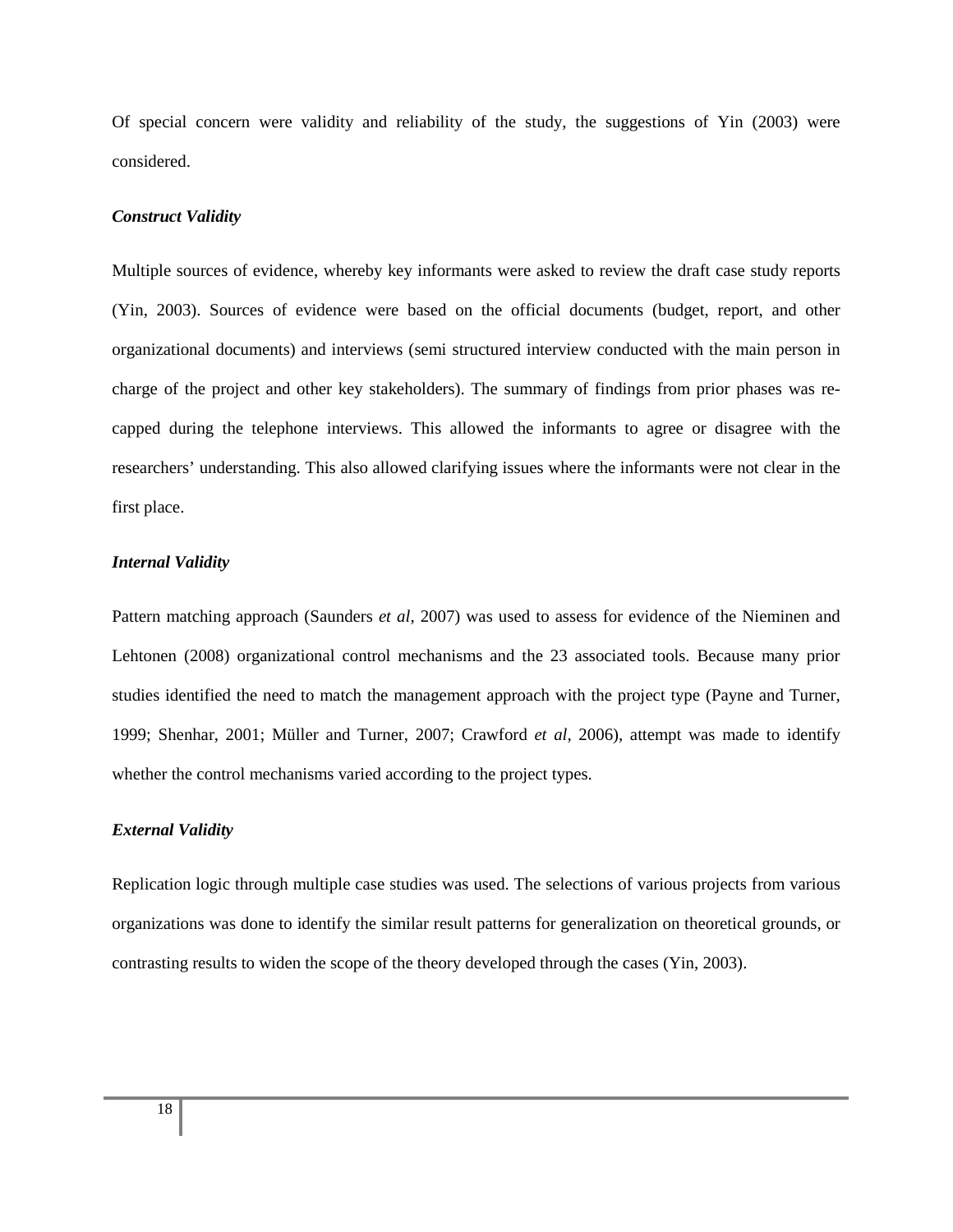Of special concern were validity and reliability of the study, the suggestions of Yin (2003) were considered.

***Construct Validity***

Multiple sources of evidence, whereby key informants were asked to review the draft case study reports (Yin, 2003). Sources of evidence were based on the official documents (budget, report, and other organizational documents) and interviews (semi structured interview conducted with the main person in charge of the project and other key stakeholders). The summary of findings from prior phases was re-capped during the telephone interviews. This allowed the informants to agree or disagree with the researchers' understanding. This also allowed clarifying issues where the informants were not clear in the first place.

***Internal Validity***

Pattern matching approach (Saunders *et al*, 2007) was used to assess for evidence of the Nieminen and Lehtonen (2008) organizational control mechanisms and the 23 associated tools. Because many prior studies identified the need to match the management approach with the project type (Payne and Turner, 1999; Shenhar, 2001; Müller and Turner, 2007; Crawford *et al*, 2006), attempt was made to identify whether the control mechanisms varied according to the project types.

***External Validity***

Replication logic through multiple case studies was used. The selections of various projects from various organizations was done to identify the similar result patterns for generalization on theoretical grounds, or contrasting results to widen the scope of the theory developed through the cases (Yin, 2003).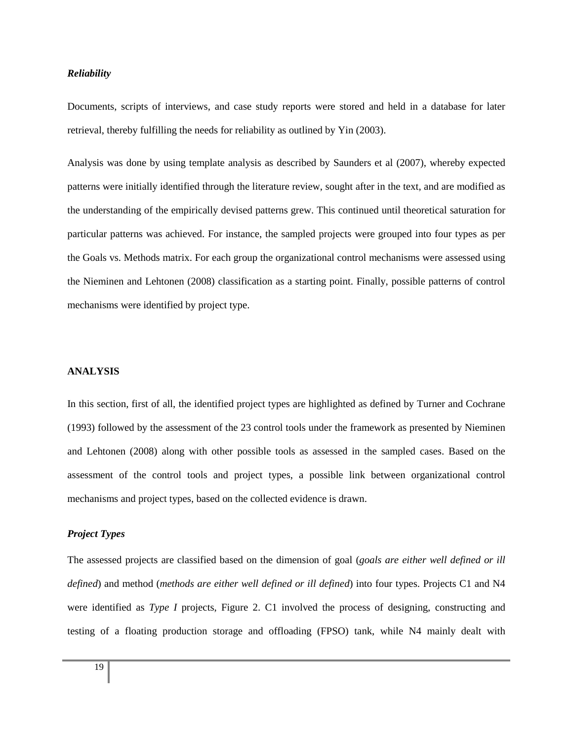***Reliability***

Documents, scripts of interviews, and case study reports were stored and held in a database for later retrieval, thereby fulfilling the needs for reliability as outlined by Yin (2003).

Analysis was done by using template analysis as described by Saunders et al (2007), whereby expected patterns were initially identified through the literature review, sought after in the text, and are modified as the understanding of the empirically devised patterns grew. This continued until theoretical saturation for particular patterns was achieved. For instance, the sampled projects were grouped into four types as per the Goals vs. Methods matrix. For each group the organizational control mechanisms were assessed using the Nieminen and Lehtonen (2008) classification as a starting point. Finally, possible patterns of control mechanisms were identified by project type.

## ANALYSIS

In this section, first of all, the identified project types are highlighted as defined by Turner and Cochrane (1993) followed by the assessment of the 23 control tools under the framework as presented by Nieminen and Lehtonen (2008) along with other possible tools as assessed in the sampled cases. Based on the assessment of the control tools and project types, a possible link between organizational control mechanisms and project types, based on the collected evidence is drawn.

***Project Types***

The assessed projects are classified based on the dimension of goal (*goals are either well defined or ill defined*) and method (*methods are either well defined or ill defined*) into four types. Projects C1 and N4 were identified as *Type I* projects, Figure 2. C1 involved the process of designing, constructing and testing of a floating production storage and offloading (FPSO) tank, while N4 mainly dealt with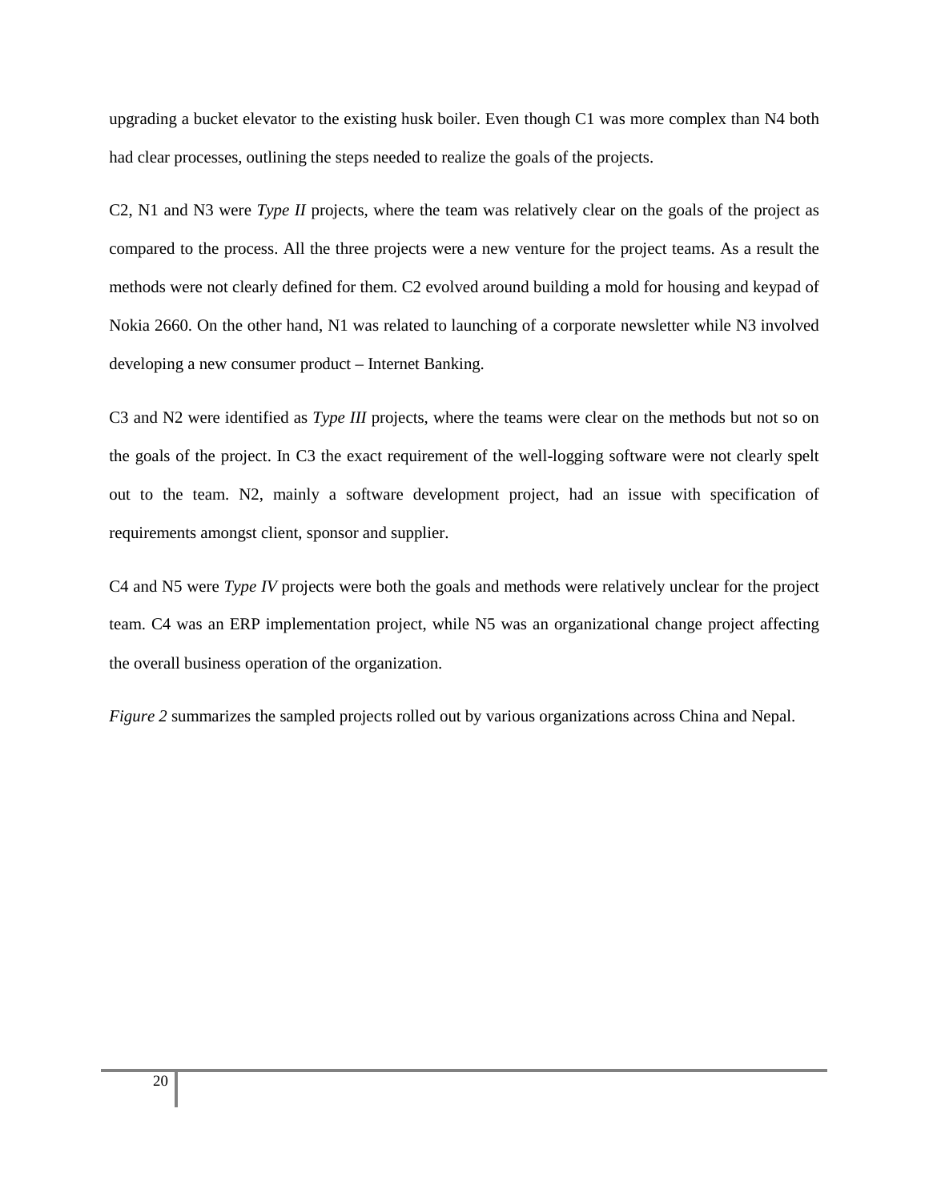upgrading a bucket elevator to the existing husk boiler. Even though C1 was more complex than N4 both had clear processes, outlining the steps needed to realize the goals of the projects.

C2, N1 and N3 were *Type II* projects, where the team was relatively clear on the goals of the project as compared to the process. All the three projects were a new venture for the project teams. As a result the methods were not clearly defined for them. C2 evolved around building a mold for housing and keypad of Nokia 2660. On the other hand, N1 was related to launching of a corporate newsletter while N3 involved developing a new consumer product – Internet Banking.

C3 and N2 were identified as *Type III* projects, where the teams were clear on the methods but not so on the goals of the project. In C3 the exact requirement of the well-logging software were not clearly spelt out to the team. N2, mainly a software development project, had an issue with specification of requirements amongst client, sponsor and supplier.

C4 and N5 were *Type IV* projects were both the goals and methods were relatively unclear for the project team. C4 was an ERP implementation project, while N5 was an organizational change project affecting the overall business operation of the organization.

*Figure 2* summarizes the sampled projects rolled out by various organizations across China and Nepal.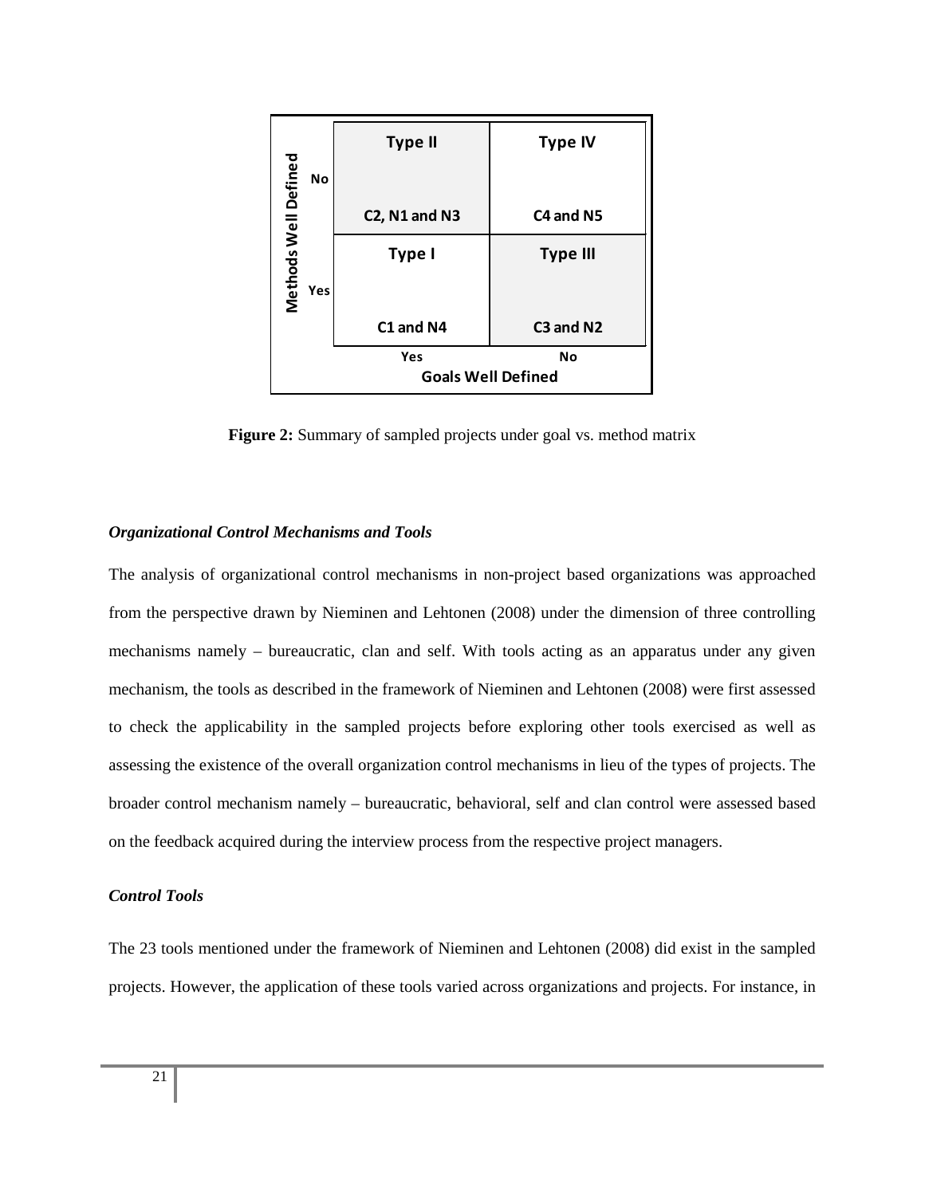|  |  | Goals Well Defined: Yes | Goals Well Defined: No |
|---|---|---|---|
| **Methods Well Defined** | **No** | **Type II**<br>C2, N1 and N3 | **Type IV**<br>C4 and N5 |
| | **Yes** | **Type I**<br>C1 and N4 | **Type III**<br>C3 and N2 |

**Figure 2:** Summary of sampled projects under goal vs. method matrix

### *Organizational Control Mechanisms and Tools*

The analysis of organizational control mechanisms in non-project based organizations was approached from the perspective drawn by Nieminen and Lehtonen (2008) under the dimension of three controlling mechanisms namely – bureaucratic, clan and self. With tools acting as an apparatus under any given mechanism, the tools as described in the framework of Nieminen and Lehtonen (2008) were first assessed to check the applicability in the sampled projects before exploring other tools exercised as well as assessing the existence of the overall organization control mechanisms in lieu of the types of projects. The broader control mechanism namely – bureaucratic, behavioral, self and clan control were assessed based on the feedback acquired during the interview process from the respective project managers.

### *Control Tools*

The 23 tools mentioned under the framework of Nieminen and Lehtonen (2008) did exist in the sampled projects. However, the application of these tools varied across organizations and projects. For instance, in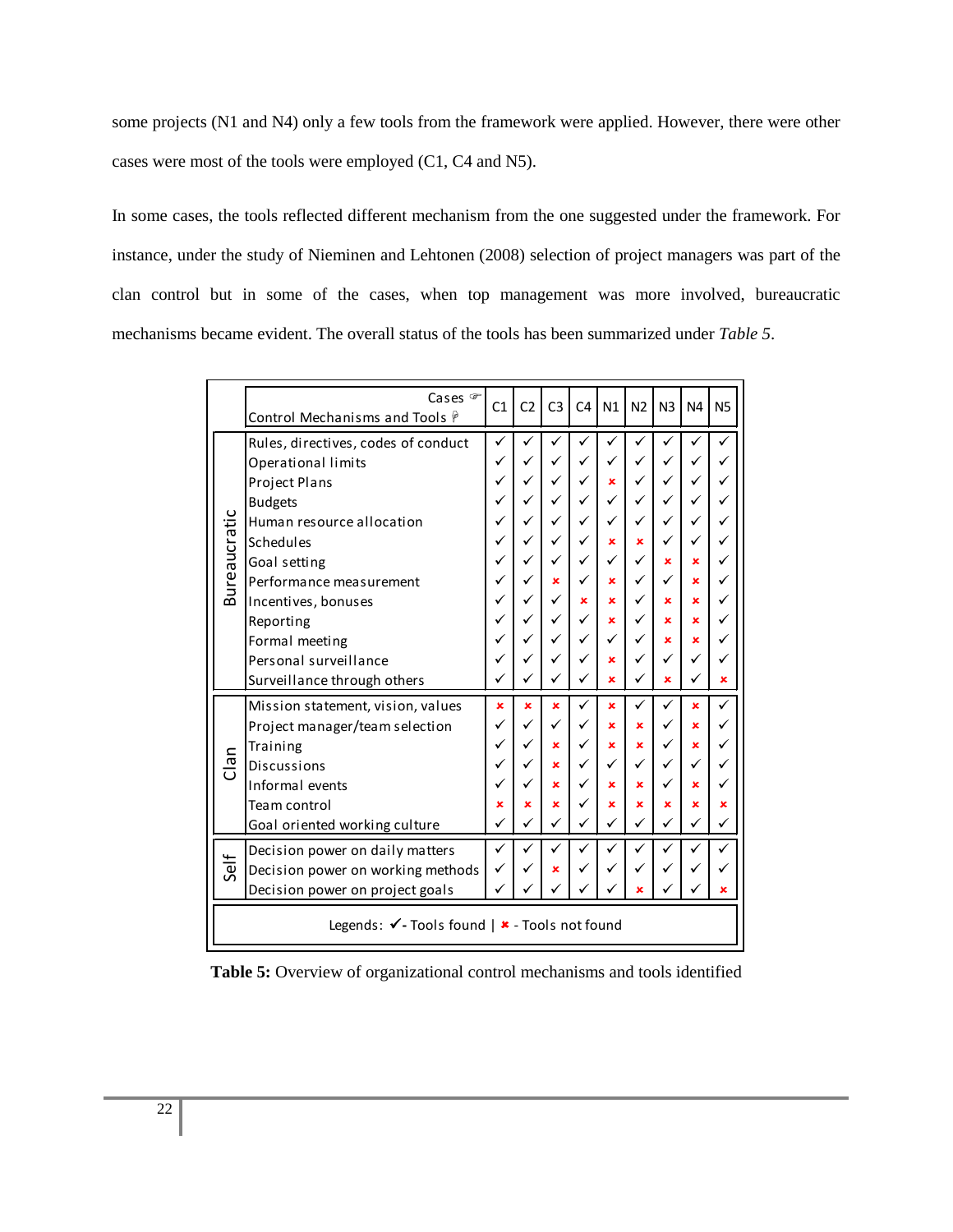some projects (N1 and N4) only a few tools from the framework were applied. However, there were other cases were most of the tools were employed (C1, C4 and N5).

In some cases, the tools reflected different mechanism from the one suggested under the framework. For instance, under the study of Nieminen and Lehtonen (2008) selection of project managers was part of the clan control but in some of the cases, when top management was more involved, bureaucratic mechanisms became evident. The overall status of the tools has been summarized under *Table 5*.

| | Control Mechanisms and Tools / Cases | C1 | C2 | C3 | C4 | N1 | N2 | N3 | N4 | N5 |
|---|---|---|---|---|---|---|---|---|---|---|
| Bureaucratic | Rules, directives, codes of conduct | ✓ | ✓ | ✓ | ✓ | ✓ | ✓ | ✓ | ✓ | ✓ |
| | Operational limits | ✓ | ✓ | ✓ | ✓ | ✓ | ✓ | ✓ | ✓ | ✓ |
| | Project Plans | ✓ | ✓ | ✓ | ✓ | ✗ | ✓ | ✓ | ✓ | ✓ |
| | Budgets | ✓ | ✓ | ✓ | ✓ | ✓ | ✓ | ✓ | ✓ | ✓ |
| | Human resource allocation | ✓ | ✓ | ✓ | ✓ | ✓ | ✓ | ✓ | ✓ | ✓ |
| | Schedules | ✓ | ✓ | ✓ | ✓ | ✗ | ✗ | ✓ | ✓ | ✓ |
| | Goal setting | ✓ | ✓ | ✓ | ✓ | ✓ | ✓ | ✗ | ✗ | ✓ |
| | Performance measurement | ✓ | ✓ | ✗ | ✓ | ✗ | ✓ | ✓ | ✗ | ✓ |
| | Incentives, bonuses | ✓ | ✓ | ✓ | ✗ | ✗ | ✓ | ✗ | ✗ | ✓ |
| | Reporting | ✓ | ✓ | ✓ | ✓ | ✗ | ✓ | ✗ | ✗ | ✓ |
| | Formal meeting | ✓ | ✓ | ✓ | ✓ | ✓ | ✓ | ✗ | ✗ | ✓ |
| | Personal surveillance | ✓ | ✓ | ✓ | ✓ | ✗ | ✓ | ✓ | ✓ | ✓ |
| | Surveillance through others | ✓ | ✓ | ✓ | ✓ | ✗ | ✓ | ✗ | ✓ | ✗ |
| Clan | Mission statement, vision, values | ✗ | ✗ | ✗ | ✓ | ✗ | ✓ | ✓ | ✗ | ✓ |
| | Project manager/team selection | ✓ | ✓ | ✓ | ✓ | ✗ | ✗ | ✓ | ✗ | ✓ |
| | Training | ✓ | ✓ | ✗ | ✓ | ✗ | ✗ | ✓ | ✗ | ✓ |
| | Discussions | ✓ | ✓ | ✗ | ✓ | ✓ | ✓ | ✓ | ✓ | ✓ |
| | Informal events | ✓ | ✓ | ✗ | ✓ | ✗ | ✗ | ✓ | ✗ | ✓ |
| | Team control | ✗ | ✗ | ✗ | ✓ | ✗ | ✗ | ✗ | ✗ | ✗ |
| | Goal oriented working culture | ✓ | ✓ | ✓ | ✓ | ✓ | ✓ | ✓ | ✓ | ✓ |
| Self | Decision power on daily matters | ✓ | ✓ | ✓ | ✓ | ✓ | ✓ | ✓ | ✓ | ✓ |
| | Decision power on working methods | ✓ | ✓ | ✗ | ✓ | ✓ | ✓ | ✓ | ✓ | ✓ |
| | Decision power on project goals | ✓ | ✓ | ✓ | ✓ | ✓ | ✗ | ✓ | ✓ | ✗ |

Legends: ✓ - Tools found | ✗ - Tools not found

**Table 5:** Overview of organizational control mechanisms and tools identified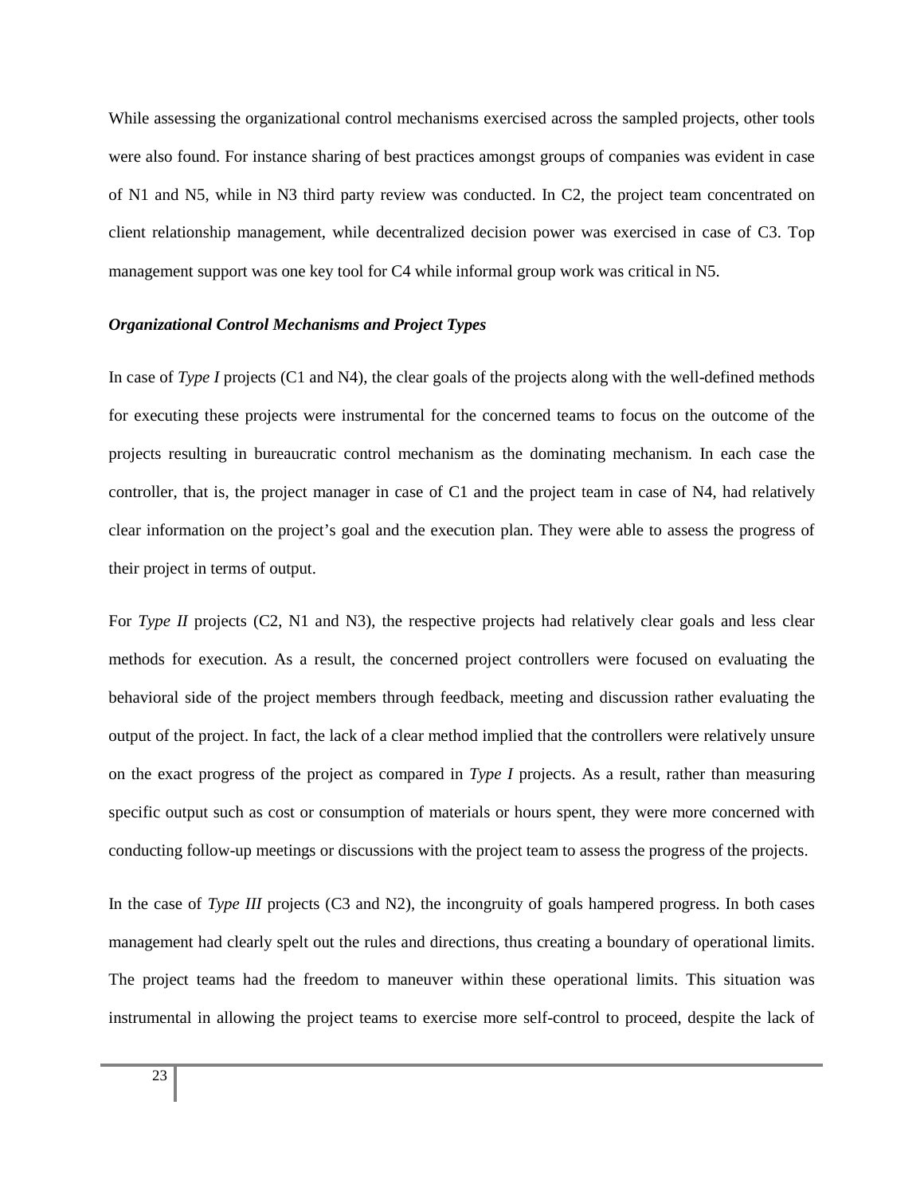While assessing the organizational control mechanisms exercised across the sampled projects, other tools were also found. For instance sharing of best practices amongst groups of companies was evident in case of N1 and N5, while in N3 third party review was conducted. In C2, the project team concentrated on client relationship management, while decentralized decision power was exercised in case of C3. Top management support was one key tool for C4 while informal group work was critical in N5.

***Organizational Control Mechanisms and Project Types***

In case of *Type I* projects (C1 and N4), the clear goals of the projects along with the well-defined methods for executing these projects were instrumental for the concerned teams to focus on the outcome of the projects resulting in bureaucratic control mechanism as the dominating mechanism. In each case the controller, that is, the project manager in case of C1 and the project team in case of N4, had relatively clear information on the project's goal and the execution plan. They were able to assess the progress of their project in terms of output.

For *Type II* projects (C2, N1 and N3), the respective projects had relatively clear goals and less clear methods for execution. As a result, the concerned project controllers were focused on evaluating the behavioral side of the project members through feedback, meeting and discussion rather evaluating the output of the project. In fact, the lack of a clear method implied that the controllers were relatively unsure on the exact progress of the project as compared in *Type I* projects. As a result, rather than measuring specific output such as cost or consumption of materials or hours spent, they were more concerned with conducting follow-up meetings or discussions with the project team to assess the progress of the projects.

In the case of *Type III* projects (C3 and N2), the incongruity of goals hampered progress. In both cases management had clearly spelt out the rules and directions, thus creating a boundary of operational limits. The project teams had the freedom to maneuver within these operational limits. This situation was instrumental in allowing the project teams to exercise more self-control to proceed, despite the lack of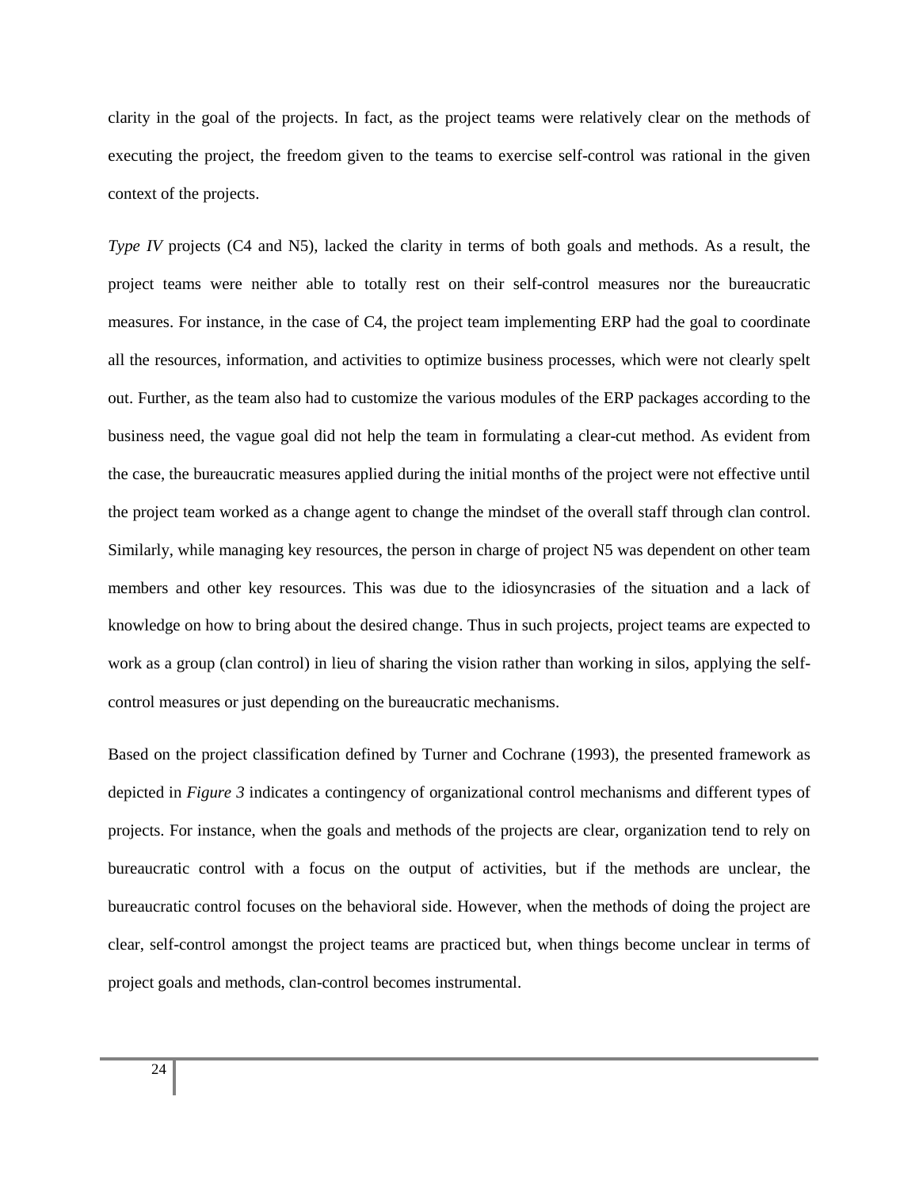clarity in the goal of the projects. In fact, as the project teams were relatively clear on the methods of executing the project, the freedom given to the teams to exercise self-control was rational in the given context of the projects.

*Type IV* projects (C4 and N5), lacked the clarity in terms of both goals and methods. As a result, the project teams were neither able to totally rest on their self-control measures nor the bureaucratic measures. For instance, in the case of C4, the project team implementing ERP had the goal to coordinate all the resources, information, and activities to optimize business processes, which were not clearly spelt out. Further, as the team also had to customize the various modules of the ERP packages according to the business need, the vague goal did not help the team in formulating a clear-cut method. As evident from the case, the bureaucratic measures applied during the initial months of the project were not effective until the project team worked as a change agent to change the mindset of the overall staff through clan control. Similarly, while managing key resources, the person in charge of project N5 was dependent on other team members and other key resources. This was due to the idiosyncrasies of the situation and a lack of knowledge on how to bring about the desired change. Thus in such projects, project teams are expected to work as a group (clan control) in lieu of sharing the vision rather than working in silos, applying the self-control measures or just depending on the bureaucratic mechanisms.

Based on the project classification defined by Turner and Cochrane (1993), the presented framework as depicted in *Figure 3* indicates a contingency of organizational control mechanisms and different types of projects. For instance, when the goals and methods of the projects are clear, organization tend to rely on bureaucratic control with a focus on the output of activities, but if the methods are unclear, the bureaucratic control focuses on the behavioral side. However, when the methods of doing the project are clear, self-control amongst the project teams are practiced but, when things become unclear in terms of project goals and methods, clan-control becomes instrumental.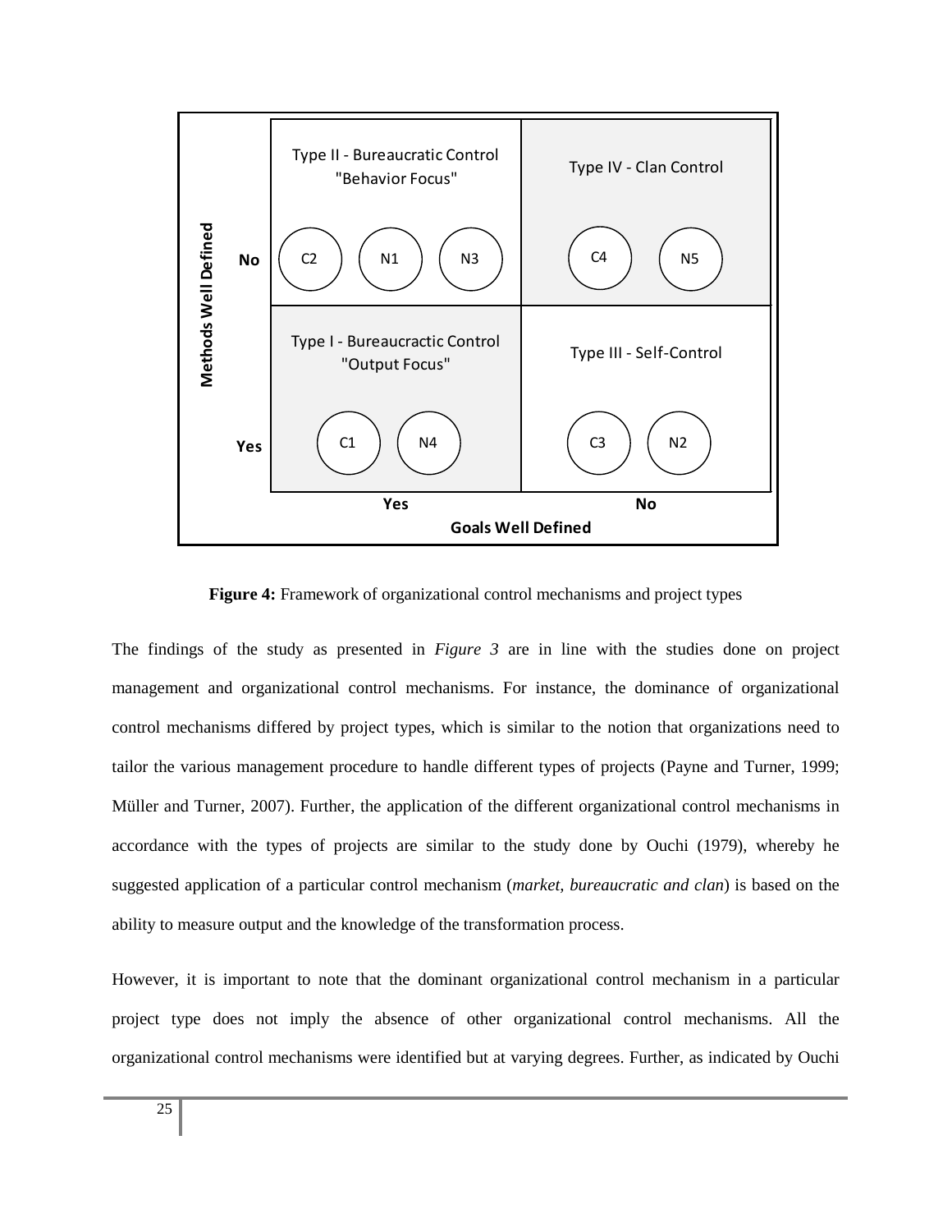| Methods Well Defined | Goals Well Defined: Yes | Goals Well Defined: No |
| --- | --- | --- |
| No | Type II - Bureaucratic Control "Behavior Focus" (C2, N1, N3) | Type IV - Clan Control (C4, N5) |
| Yes | Type I - Bureaucractic Control "Output Focus" (C1, N4) | Type III - Self-Control (C3, N2) |

**Figure 4:** Framework of organizational control mechanisms and project types

The findings of the study as presented in *Figure 3* are in line with the studies done on project management and organizational control mechanisms. For instance, the dominance of organizational control mechanisms differed by project types, which is similar to the notion that organizations need to tailor the various management procedure to handle different types of projects (Payne and Turner, 1999; Müller and Turner, 2007). Further, the application of the different organizational control mechanisms in accordance with the types of projects are similar to the study done by Ouchi (1979), whereby he suggested application of a particular control mechanism (*market, bureaucratic and clan*) is based on the ability to measure output and the knowledge of the transformation process.

However, it is important to note that the dominant organizational control mechanism in a particular project type does not imply the absence of other organizational control mechanisms. All the organizational control mechanisms were identified but at varying degrees. Further, as indicated by Ouchi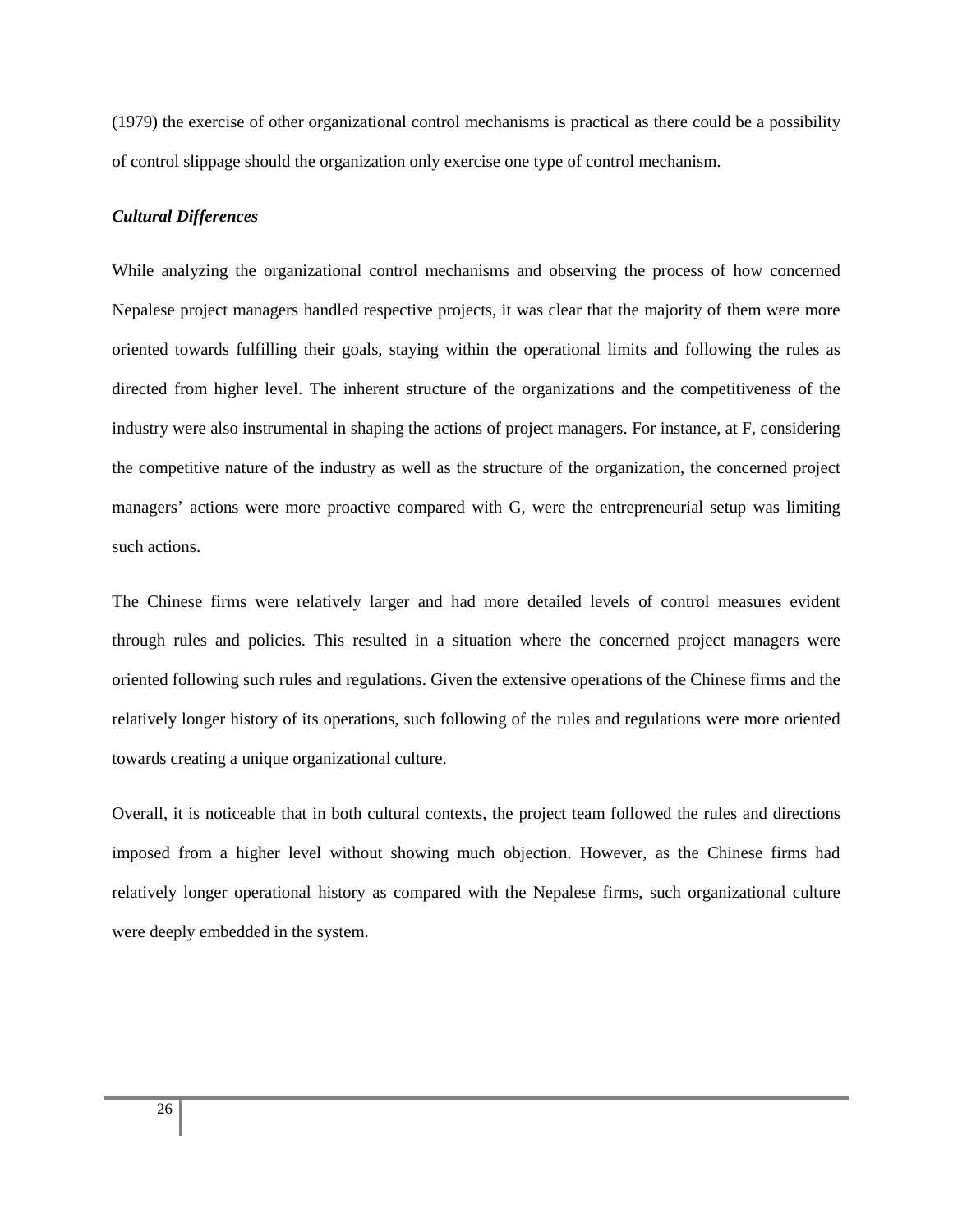(1979) the exercise of other organizational control mechanisms is practical as there could be a possibility of control slippage should the organization only exercise one type of control mechanism.

***Cultural Differences***

While analyzing the organizational control mechanisms and observing the process of how concerned Nepalese project managers handled respective projects, it was clear that the majority of them were more oriented towards fulfilling their goals, staying within the operational limits and following the rules as directed from higher level. The inherent structure of the organizations and the competitiveness of the industry were also instrumental in shaping the actions of project managers. For instance, at F, considering the competitive nature of the industry as well as the structure of the organization, the concerned project managers' actions were more proactive compared with G, were the entrepreneurial setup was limiting such actions.

The Chinese firms were relatively larger and had more detailed levels of control measures evident through rules and policies. This resulted in a situation where the concerned project managers were oriented following such rules and regulations. Given the extensive operations of the Chinese firms and the relatively longer history of its operations, such following of the rules and regulations were more oriented towards creating a unique organizational culture.

Overall, it is noticeable that in both cultural contexts, the project team followed the rules and directions imposed from a higher level without showing much objection. However, as the Chinese firms had relatively longer operational history as compared with the Nepalese firms, such organizational culture were deeply embedded in the system.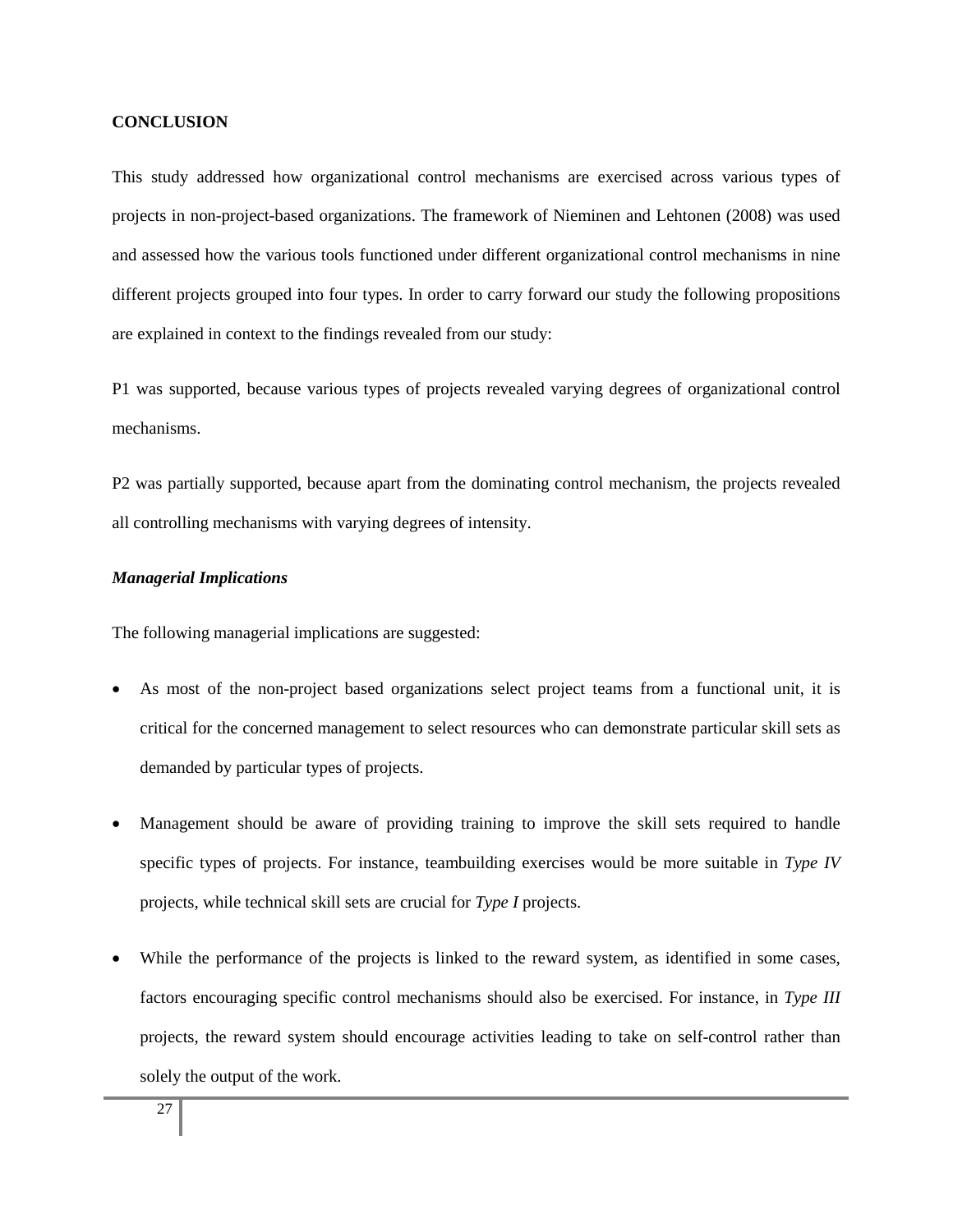**CONCLUSION**

This study addressed how organizational control mechanisms are exercised across various types of projects in non-project-based organizations. The framework of Nieminen and Lehtonen (2008) was used and assessed how the various tools functioned under different organizational control mechanisms in nine different projects grouped into four types. In order to carry forward our study the following propositions are explained in context to the findings revealed from our study:

P1 was supported, because various types of projects revealed varying degrees of organizational control mechanisms.

P2 was partially supported, because apart from the dominating control mechanism, the projects revealed all controlling mechanisms with varying degrees of intensity.

***Managerial Implications***

The following managerial implications are suggested:

- As most of the non-project based organizations select project teams from a functional unit, it is critical for the concerned management to select resources who can demonstrate particular skill sets as demanded by particular types of projects.
- Management should be aware of providing training to improve the skill sets required to handle specific types of projects. For instance, teambuilding exercises would be more suitable in *Type IV* projects, while technical skill sets are crucial for *Type I* projects.
- While the performance of the projects is linked to the reward system, as identified in some cases, factors encouraging specific control mechanisms should also be exercised. For instance, in *Type III* projects, the reward system should encourage activities leading to take on self-control rather than solely the output of the work.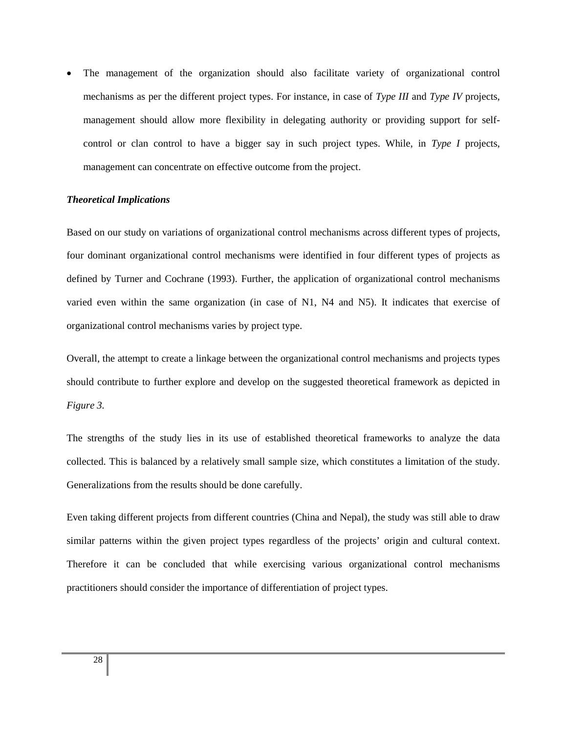- The management of the organization should also facilitate variety of organizational control mechanisms as per the different project types. For instance, in case of *Type III* and *Type IV* projects, management should allow more flexibility in delegating authority or providing support for self-control or clan control to have a bigger say in such project types. While, in *Type I* projects, management can concentrate on effective outcome from the project.

***Theoretical Implications***

Based on our study on variations of organizational control mechanisms across different types of projects, four dominant organizational control mechanisms were identified in four different types of projects as defined by Turner and Cochrane (1993). Further, the application of organizational control mechanisms varied even within the same organization (in case of N1, N4 and N5). It indicates that exercise of organizational control mechanisms varies by project type.

Overall, the attempt to create a linkage between the organizational control mechanisms and projects types should contribute to further explore and develop on the suggested theoretical framework as depicted in *Figure 3.*

The strengths of the study lies in its use of established theoretical frameworks to analyze the data collected. This is balanced by a relatively small sample size, which constitutes a limitation of the study. Generalizations from the results should be done carefully.

Even taking different projects from different countries (China and Nepal), the study was still able to draw similar patterns within the given project types regardless of the projects' origin and cultural context. Therefore it can be concluded that while exercising various organizational control mechanisms practitioners should consider the importance of differentiation of project types.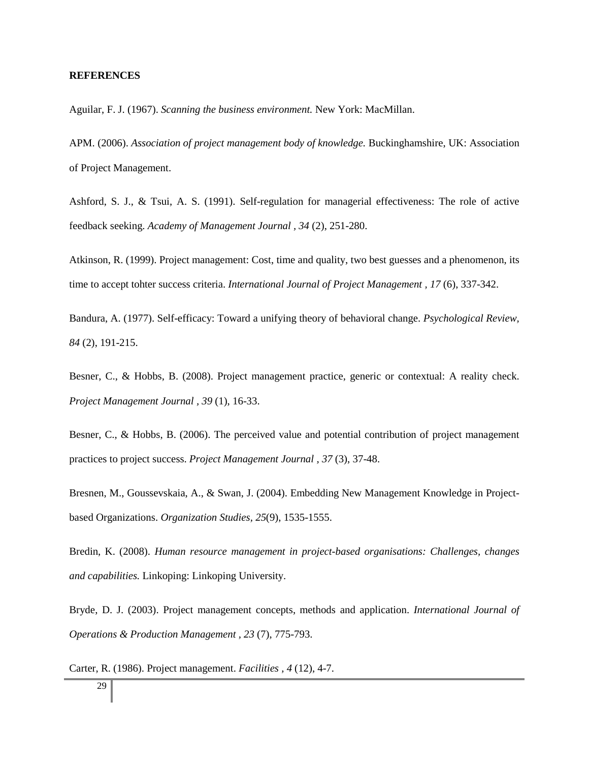**REFERENCES**

Aguilar, F. J. (1967). *Scanning the business environment.* New York: MacMillan.

APM. (2006). *Association of project management body of knowledge.* Buckinghamshire, UK: Association of Project Management.

Ashford, S. J., & Tsui, A. S. (1991). Self-regulation for managerial effectiveness: The role of active feedback seeking. *Academy of Management Journal , 34* (2), 251-280.

Atkinson, R. (1999). Project management: Cost, time and quality, two best guesses and a phenomenon, its time to accept tohter success criteria. *International Journal of Project Management , 17* (6), 337-342.

Bandura, A. (1977). Self-efficacy: Toward a unifying theory of behavioral change. *Psychological Review, 84* (2), 191-215.

Besner, C., & Hobbs, B. (2008). Project management practice, generic or contextual: A reality check. *Project Management Journal , 39* (1), 16-33.

Besner, C., & Hobbs, B. (2006). The perceived value and potential contribution of project management practices to project success. *Project Management Journal , 37* (3), 37-48.

Bresnen, M., Goussevskaia, A., & Swan, J. (2004). Embedding New Management Knowledge in Project-based Organizations. *Organization Studies, 25*(9), 1535-1555.

Bredin, K. (2008). *Human resource management in project-based organisations: Challenges, changes and capabilities.* Linkoping: Linkoping University.

Bryde, D. J. (2003). Project management concepts, methods and application. *International Journal of Operations & Production Management , 23* (7), 775-793.

Carter, R. (1986). Project management. *Facilities , 4* (12), 4-7.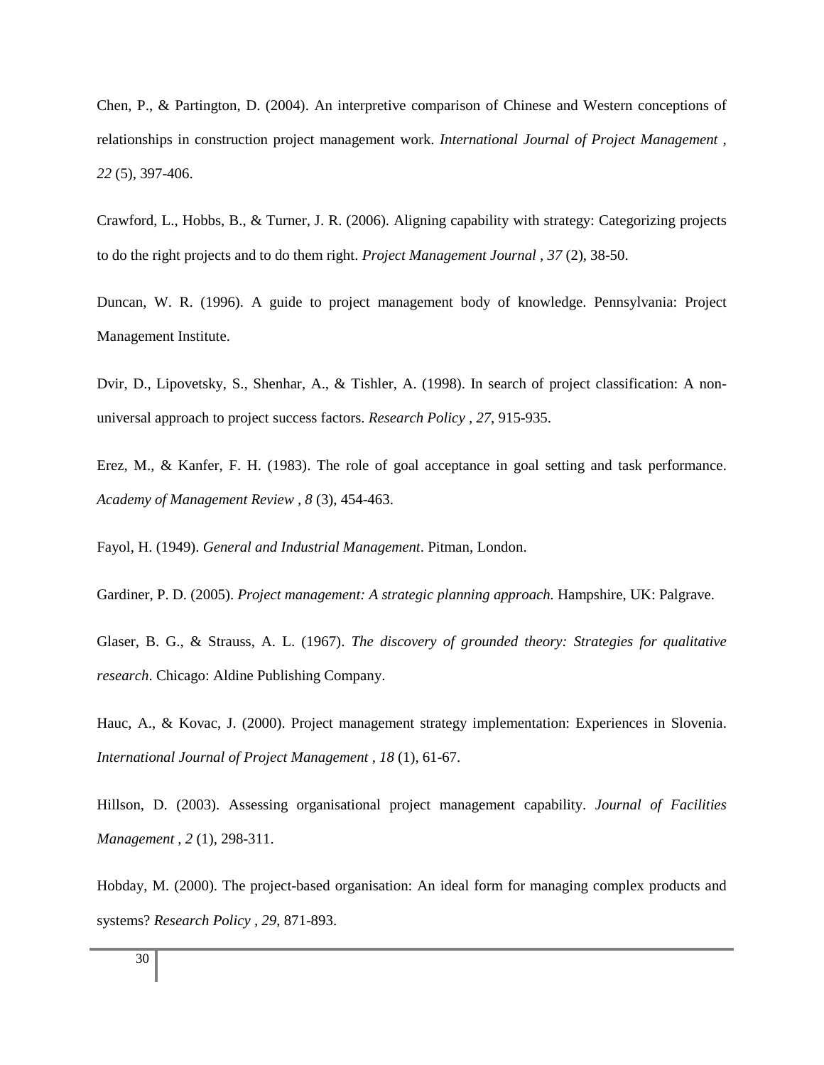Chen, P., & Partington, D. (2004). An interpretive comparison of Chinese and Western conceptions of relationships in construction project management work. *International Journal of Project Management , 22* (5), 397-406.

Crawford, L., Hobbs, B., & Turner, J. R. (2006). Aligning capability with strategy: Categorizing projects to do the right projects and to do them right. *Project Management Journal , 37* (2), 38-50.

Duncan, W. R. (1996). A guide to project management body of knowledge. Pennsylvania: Project Management Institute.

Dvir, D., Lipovetsky, S., Shenhar, A., & Tishler, A. (1998). In search of project classification: A non-universal approach to project success factors. *Research Policy , 27*, 915-935.

Erez, M., & Kanfer, F. H. (1983). The role of goal acceptance in goal setting and task performance. *Academy of Management Review , 8* (3), 454-463.

Fayol, H. (1949). *General and Industrial Management*. Pitman, London.

Gardiner, P. D. (2005). *Project management: A strategic planning approach.* Hampshire, UK: Palgrave.

Glaser, B. G., & Strauss, A. L. (1967). *The discovery of grounded theory: Strategies for qualitative research*. Chicago: Aldine Publishing Company.

Hauc, A., & Kovac, J. (2000). Project management strategy implementation: Experiences in Slovenia. *International Journal of Project Management , 18* (1), 61-67.

Hillson, D. (2003). Assessing organisational project management capability. *Journal of Facilities Management , 2* (1), 298-311.

Hobday, M. (2000). The project-based organisation: An ideal form for managing complex products and systems? *Research Policy , 29*, 871-893.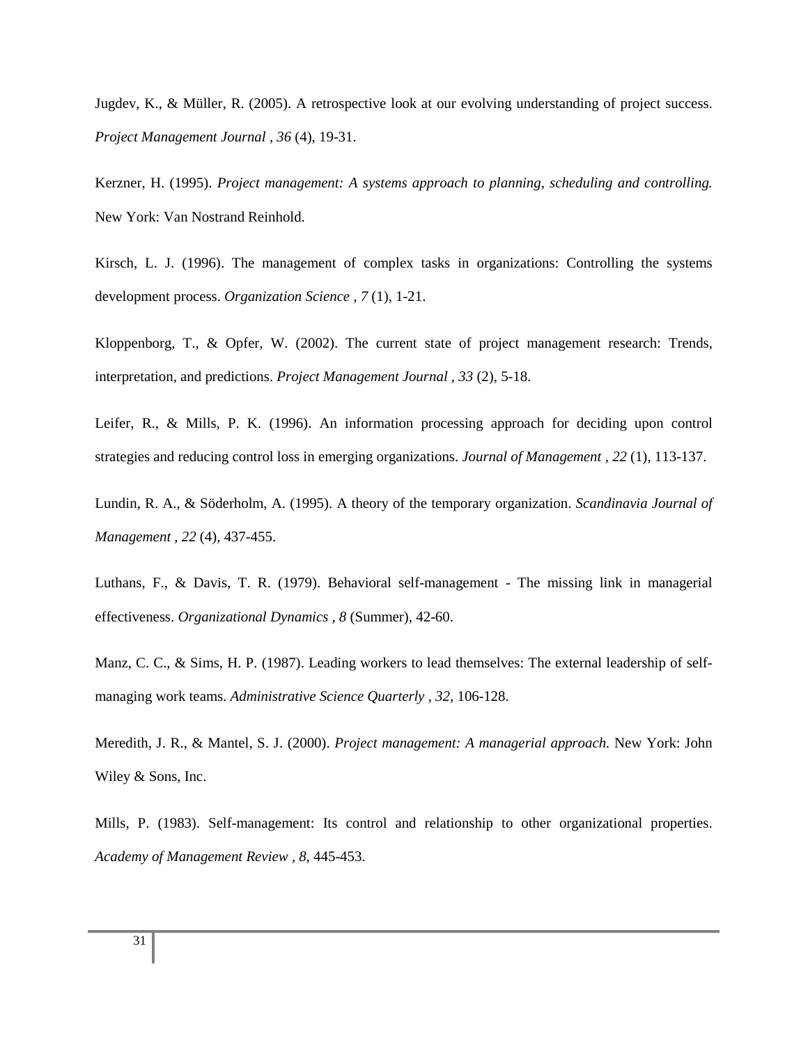Jugdev, K., & Müller, R. (2005). A retrospective look at our evolving understanding of project success. *Project Management Journal , 36* (4), 19-31.

Kerzner, H. (1995). *Project management: A systems approach to planning, scheduling and controlling.* New York: Van Nostrand Reinhold.

Kirsch, L. J. (1996). The management of complex tasks in organizations: Controlling the systems development process. *Organization Science , 7* (1), 1-21.

Kloppenborg, T., & Opfer, W. (2002). The current state of project management research: Trends, interpretation, and predictions. *Project Management Journal , 33* (2), 5-18.

Leifer, R., & Mills, P. K. (1996). An information processing approach for deciding upon control strategies and reducing control loss in emerging organizations. *Journal of Management , 22* (1), 113-137.

Lundin, R. A., & Söderholm, A. (1995). A theory of the temporary organization. *Scandinavia Journal of Management , 22* (4), 437-455.

Luthans, F., & Davis, T. R. (1979). Behavioral self-management - The missing link in managerial effectiveness. *Organizational Dynamics , 8* (Summer), 42-60.

Manz, C. C., & Sims, H. P. (1987). Leading workers to lead themselves: The external leadership of self-managing work teams. *Administrative Science Quarterly , 32*, 106-128.

Meredith, J. R., & Mantel, S. J. (2000). *Project management: A managerial approach.* New York: John Wiley & Sons, Inc.

Mills, P. (1983). Self-management: Its control and relationship to other organizational properties. *Academy of Management Review , 8*, 445-453.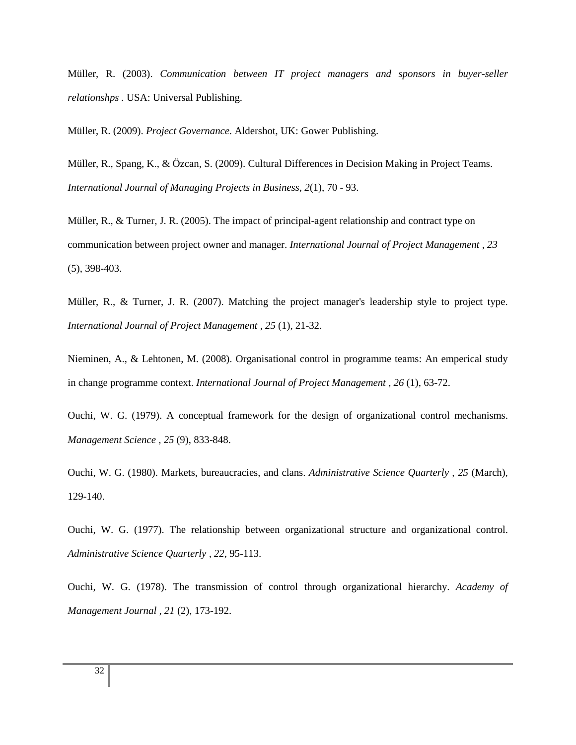Müller, R. (2003). *Communication between IT project managers and sponsors in buyer-seller relationshps* . USA: Universal Publishing.

Müller, R. (2009). *Project Governance.* Aldershot, UK: Gower Publishing.

Müller, R., Spang, K., & Özcan, S. (2009). Cultural Differences in Decision Making in Project Teams. *International Journal of Managing Projects in Business, 2*(1), 70 - 93.

Müller, R., & Turner, J. R. (2005). The impact of principal-agent relationship and contract type on communication between project owner and manager. *International Journal of Project Management , 23* (5), 398-403.

Müller, R., & Turner, J. R. (2007). Matching the project manager's leadership style to project type. *International Journal of Project Management , 25* (1), 21-32.

Nieminen, A., & Lehtonen, M. (2008). Organisational control in programme teams: An emperical study in change programme context. *International Journal of Project Management , 26* (1), 63-72.

Ouchi, W. G. (1979). A conceptual framework for the design of organizational control mechanisms. *Management Science , 25* (9), 833-848.

Ouchi, W. G. (1980). Markets, bureaucracies, and clans. *Administrative Science Quarterly , 25* (March), 129-140.

Ouchi, W. G. (1977). The relationship between organizational structure and organizational control. *Administrative Science Quarterly , 22,* 95-113.

Ouchi, W. G. (1978). The transmission of control through organizational hierarchy. *Academy of Management Journal , 21* (2), 173-192.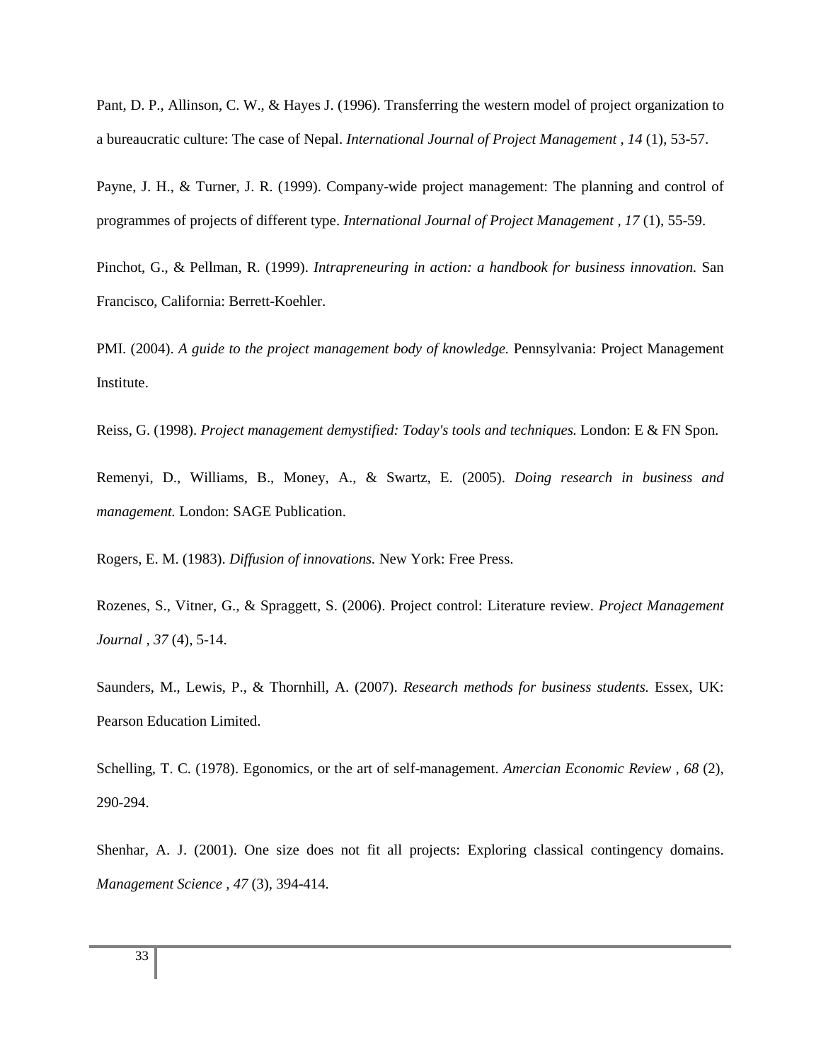Pant, D. P., Allinson, C. W., & Hayes J. (1996). Transferring the western model of project organization to a bureaucratic culture: The case of Nepal. *International Journal of Project Management , 14* (1), 53-57.

Payne, J. H., & Turner, J. R. (1999). Company-wide project management: The planning and control of programmes of projects of different type. *International Journal of Project Management , 17* (1), 55-59.

Pinchot, G., & Pellman, R. (1999). *Intrapreneuring in action: a handbook for business innovation.* San Francisco, California: Berrett-Koehler.

PMI. (2004). *A guide to the project management body of knowledge.* Pennsylvania: Project Management Institute.

Reiss, G. (1998). *Project management demystified: Today's tools and techniques.* London: E & FN Spon.

Remenyi, D., Williams, B., Money, A., & Swartz, E. (2005). *Doing research in business and management.* London: SAGE Publication.

Rogers, E. M. (1983). *Diffusion of innovations.* New York: Free Press.

Rozenes, S., Vitner, G., & Spraggett, S. (2006). Project control: Literature review. *Project Management Journal , 37* (4), 5-14.

Saunders, M., Lewis, P., & Thornhill, A. (2007). *Research methods for business students.* Essex, UK: Pearson Education Limited.

Schelling, T. C. (1978). Egonomics, or the art of self-management. *Amercian Economic Review , 68* (2), 290-294.

Shenhar, A. J. (2001). One size does not fit all projects: Exploring classical contingency domains. *Management Science , 47* (3), 394-414.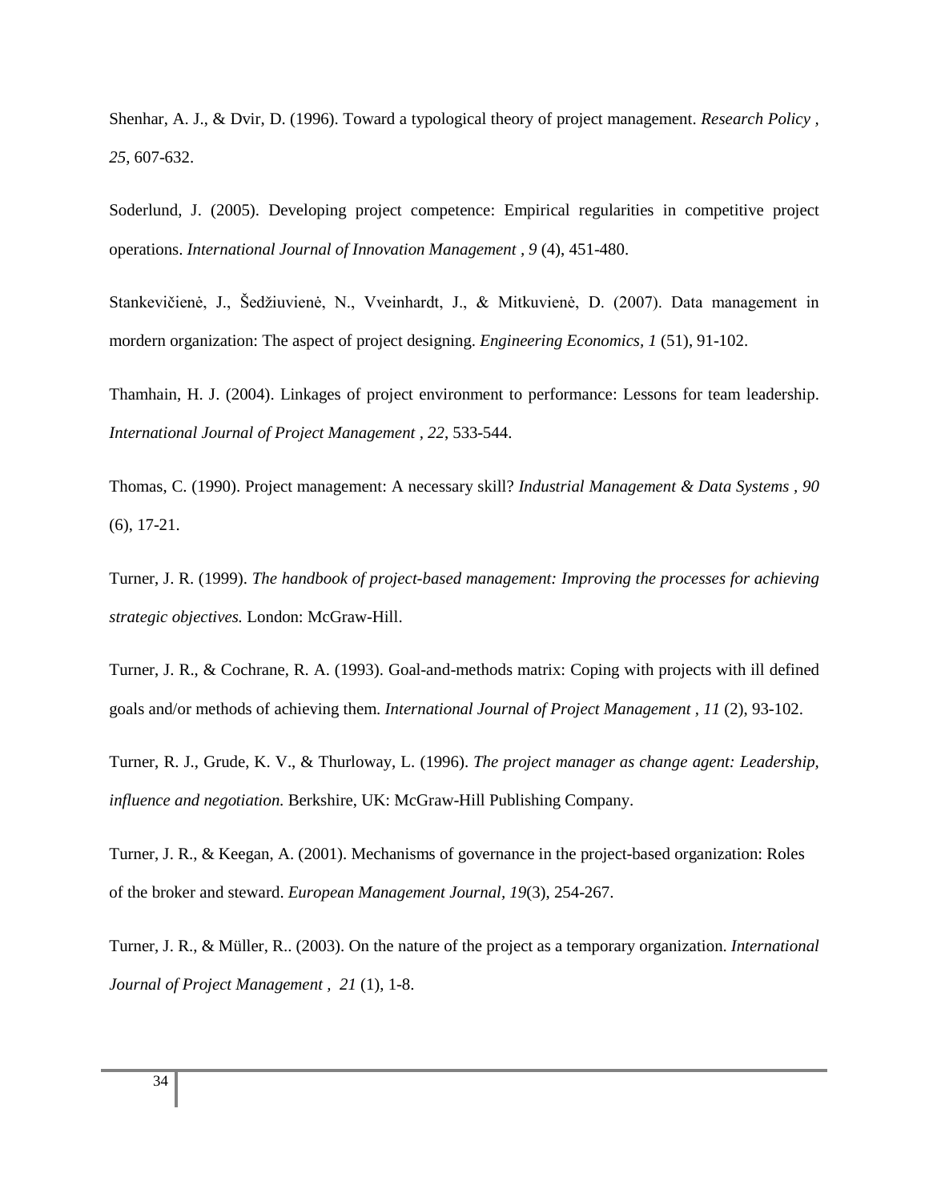Shenhar, A. J., & Dvir, D. (1996). Toward a typological theory of project management. *Research Policy , 25*, 607-632.

Soderlund, J. (2005). Developing project competence: Empirical regularities in competitive project operations. *International Journal of Innovation Management , 9* (4), 451-480.

Stankevičienė, J., Šedžiuvienė, N., Vveinhardt, J., & Mitkuvienė, D. (2007). Data management in mordern organization: The aspect of project designing. *Engineering Economics, 1* (51), 91-102.

Thamhain, H. J. (2004). Linkages of project environment to performance: Lessons for team leadership. *International Journal of Project Management , 22*, 533-544.

Thomas, C. (1990). Project management: A necessary skill? *Industrial Management & Data Systems , 90* (6), 17-21.

Turner, J. R. (1999). *The handbook of project-based management: Improving the processes for achieving strategic objectives.* London: McGraw-Hill.

Turner, J. R., & Cochrane, R. A. (1993). Goal-and-methods matrix: Coping with projects with ill defined goals and/or methods of achieving them. *International Journal of Project Management , 11* (2), 93-102.

Turner, R. J., Grude, K. V., & Thurloway, L. (1996). *The project manager as change agent: Leadership, influence and negotiation.* Berkshire, UK: McGraw-Hill Publishing Company.

Turner, J. R., & Keegan, A. (2001). Mechanisms of governance in the project-based organization: Roles of the broker and steward. *European Management Journal, 19*(3), 254-267.

Turner, J. R., & Müller, R.. (2003). On the nature of the project as a temporary organization. *International Journal of Project Management , 21* (1), 1-8.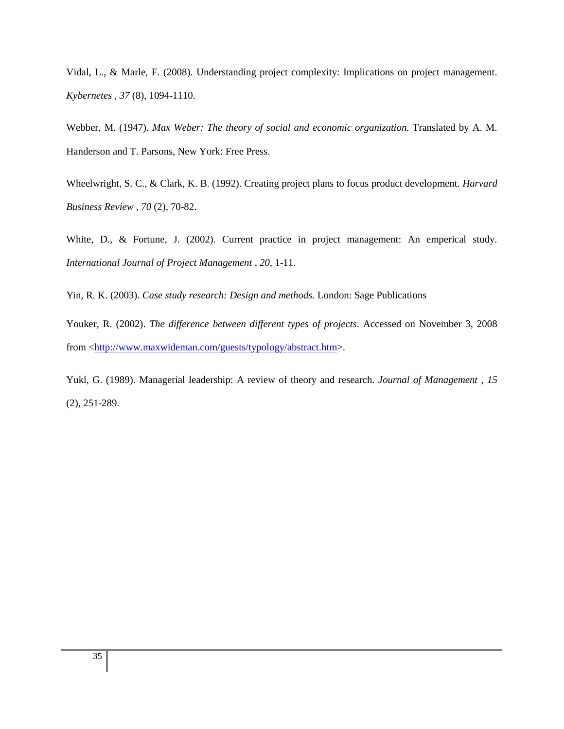Vidal, L., & Marle, F. (2008). Understanding project complexity: Implications on project management. *Kybernetes , 37* (8), 1094-1110.

Webber, M. (1947). *Max Weber: The theory of social and economic organization.* Translated by A. M. Handerson and T. Parsons, New York: Free Press.

Wheelwright, S. C., & Clark, K. B. (1992). Creating project plans to focus product development. *Harvard Business Review , 70* (2), 70-82.

White, D., & Fortune, J. (2002). Current practice in project management: An emperical study. *International Journal of Project Management , 20*, 1-11.

Yin, R. K. (2003). *Case study research: Design and methods.* London: Sage Publications

Youker, R. (2002). *The difference between different types of projects*. Accessed on November 3, 2008 from <http://www.maxwideman.com/guests/typology/abstract.htm>.

Yukl, G. (1989). Managerial leadership: A review of theory and research. *Journal of Management , 15* (2), 251-289.